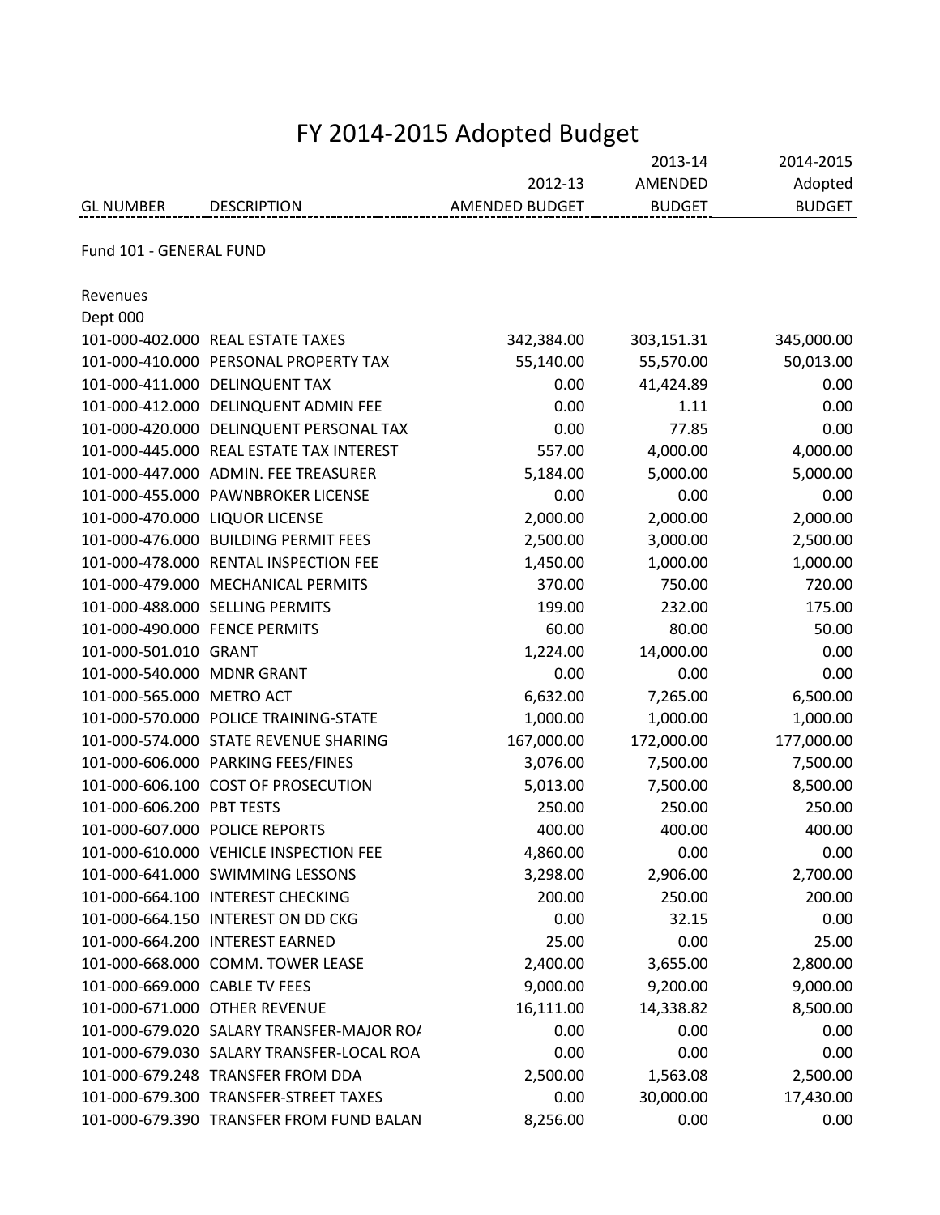# FY 2014-2015 Adopted Budget

| GL NUMBER | DESCRIPTION | 2012-13 AMENDED BUDGET | 2013-14 AMENDED BUDGET | 2014-2015 Adopted BUDGET |
|---|---|---|---|---|
| Fund 101 - GENERAL FUND | | | | |
| Revenues | | | | |
| Dept 000 | | | | |
| 101-000-402.000 | REAL ESTATE TAXES | 342,384.00 | 303,151.31 | 345,000.00 |
| 101-000-410.000 | PERSONAL PROPERTY TAX | 55,140.00 | 55,570.00 | 50,013.00 |
| 101-000-411.000 | DELINQUENT TAX | 0.00 | 41,424.89 | 0.00 |
| 101-000-412.000 | DELINQUENT ADMIN FEE | 0.00 | 1.11 | 0.00 |
| 101-000-420.000 | DELINQUENT PERSONAL TAX | 0.00 | 77.85 | 0.00 |
| 101-000-445.000 | REAL ESTATE TAX INTEREST | 557.00 | 4,000.00 | 4,000.00 |
| 101-000-447.000 | ADMIN. FEE TREASURER | 5,184.00 | 5,000.00 | 5,000.00 |
| 101-000-455.000 | PAWNBROKER LICENSE | 0.00 | 0.00 | 0.00 |
| 101-000-470.000 | LIQUOR LICENSE | 2,000.00 | 2,000.00 | 2,000.00 |
| 101-000-476.000 | BUILDING PERMIT FEES | 2,500.00 | 3,000.00 | 2,500.00 |
| 101-000-478.000 | RENTAL INSPECTION FEE | 1,450.00 | 1,000.00 | 1,000.00 |
| 101-000-479.000 | MECHANICAL PERMITS | 370.00 | 750.00 | 720.00 |
| 101-000-488.000 | SELLING PERMITS | 199.00 | 232.00 | 175.00 |
| 101-000-490.000 | FENCE PERMITS | 60.00 | 80.00 | 50.00 |
| 101-000-501.010 | GRANT | 1,224.00 | 14,000.00 | 0.00 |
| 101-000-540.000 | MDNR GRANT | 0.00 | 0.00 | 0.00 |
| 101-000-565.000 | METRO ACT | 6,632.00 | 7,265.00 | 6,500.00 |
| 101-000-570.000 | POLICE TRAINING-STATE | 1,000.00 | 1,000.00 | 1,000.00 |
| 101-000-574.000 | STATE REVENUE SHARING | 167,000.00 | 172,000.00 | 177,000.00 |
| 101-000-606.000 | PARKING FEES/FINES | 3,076.00 | 7,500.00 | 7,500.00 |
| 101-000-606.100 | COST OF PROSECUTION | 5,013.00 | 7,500.00 | 8,500.00 |
| 101-000-606.200 | PBT TESTS | 250.00 | 250.00 | 250.00 |
| 101-000-607.000 | POLICE REPORTS | 400.00 | 400.00 | 400.00 |
| 101-000-610.000 | VEHICLE INSPECTION FEE | 4,860.00 | 0.00 | 0.00 |
| 101-000-641.000 | SWIMMING LESSONS | 3,298.00 | 2,906.00 | 2,700.00 |
| 101-000-664.100 | INTEREST CHECKING | 200.00 | 250.00 | 200.00 |
| 101-000-664.150 | INTEREST ON DD CKG | 0.00 | 32.15 | 0.00 |
| 101-000-664.200 | INTEREST EARNED | 25.00 | 0.00 | 25.00 |
| 101-000-668.000 | COMM. TOWER LEASE | 2,400.00 | 3,655.00 | 2,800.00 |
| 101-000-669.000 | CABLE TV FEES | 9,000.00 | 9,200.00 | 9,000.00 |
| 101-000-671.000 | OTHER REVENUE | 16,111.00 | 14,338.82 | 8,500.00 |
| 101-000-679.020 | SALARY TRANSFER-MAJOR RO/ | 0.00 | 0.00 | 0.00 |
| 101-000-679.030 | SALARY TRANSFER-LOCAL ROA | 0.00 | 0.00 | 0.00 |
| 101-000-679.248 | TRANSFER FROM DDA | 2,500.00 | 1,563.08 | 2,500.00 |
| 101-000-679.300 | TRANSFER-STREET TAXES | 0.00 | 30,000.00 | 17,430.00 |
| 101-000-679.390 | TRANSFER FROM FUND BALAN | 8,256.00 | 0.00 | 0.00 |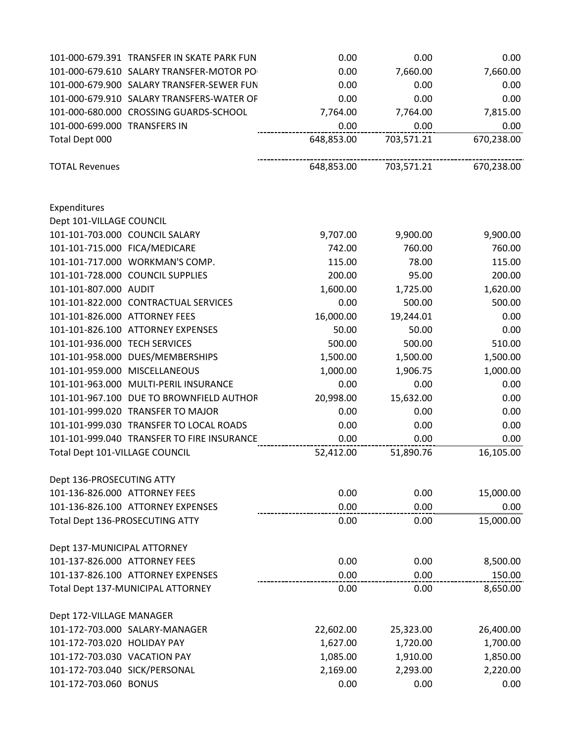| Account | Description | | | |
|---|---|---|---|---|
| 101-000-679.391 | TRANSFER IN SKATE PARK FUN | 0.00 | 0.00 | 0.00 |
| 101-000-679.610 | SALARY TRANSFER-MOTOR PO | 0.00 | 7,660.00 | 7,660.00 |
| 101-000-679.900 | SALARY TRANSFER-SEWER FUN | 0.00 | 0.00 | 0.00 |
| 101-000-679.910 | SALARY TRANSFERS-WATER OF | 0.00 | 0.00 | 0.00 |
| 101-000-680.000 | CROSSING GUARDS-SCHOOL | 7,764.00 | 7,764.00 | 7,815.00 |
| 101-000-699.000 | TRANSFERS IN | 0.00 | 0.00 | 0.00 |
| Total Dept 000 | | 648,853.00 | 703,571.21 | 670,238.00 |
| | | | | |
| TOTAL Revenues | | 648,853.00 | 703,571.21 | 670,238.00 |
| | | | | |
| Expenditures | | | | |
| Dept 101-VILLAGE COUNCIL | | | | |
| 101-101-703.000 | COUNCIL SALARY | 9,707.00 | 9,900.00 | 9,900.00 |
| 101-101-715.000 | FICA/MEDICARE | 742.00 | 760.00 | 760.00 |
| 101-101-717.000 | WORKMAN'S COMP. | 115.00 | 78.00 | 115.00 |
| 101-101-728.000 | COUNCIL SUPPLIES | 200.00 | 95.00 | 200.00 |
| 101-101-807.000 | AUDIT | 1,600.00 | 1,725.00 | 1,620.00 |
| 101-101-822.000 | CONTRACTUAL SERVICES | 0.00 | 500.00 | 500.00 |
| 101-101-826.000 | ATTORNEY FEES | 16,000.00 | 19,244.01 | 0.00 |
| 101-101-826.100 | ATTORNEY EXPENSES | 50.00 | 50.00 | 0.00 |
| 101-101-936.000 | TECH SERVICES | 500.00 | 500.00 | 510.00 |
| 101-101-958.000 | DUES/MEMBERSHIPS | 1,500.00 | 1,500.00 | 1,500.00 |
| 101-101-959.000 | MISCELLANEOUS | 1,000.00 | 1,906.75 | 1,000.00 |
| 101-101-963.000 | MULTI-PERIL INSURANCE | 0.00 | 0.00 | 0.00 |
| 101-101-967.100 | DUE TO BROWNFIELD AUTHOR | 20,998.00 | 15,632.00 | 0.00 |
| 101-101-999.020 | TRANSFER TO MAJOR | 0.00 | 0.00 | 0.00 |
| 101-101-999.030 | TRANSFER TO LOCAL ROADS | 0.00 | 0.00 | 0.00 |
| 101-101-999.040 | TRANSFER TO FIRE INSURANCE | 0.00 | 0.00 | 0.00 |
| Total Dept 101-VILLAGE COUNCIL | | 52,412.00 | 51,890.76 | 16,105.00 |
| | | | | |
| Dept 136-PROSECUTING ATTY | | | | |
| 101-136-826.000 | ATTORNEY FEES | 0.00 | 0.00 | 15,000.00 |
| 101-136-826.100 | ATTORNEY EXPENSES | 0.00 | 0.00 | 0.00 |
| Total Dept 136-PROSECUTING ATTY | | 0.00 | 0.00 | 15,000.00 |
| | | | | |
| Dept 137-MUNICIPAL ATTORNEY | | | | |
| 101-137-826.000 | ATTORNEY FEES | 0.00 | 0.00 | 8,500.00 |
| 101-137-826.100 | ATTORNEY EXPENSES | 0.00 | 0.00 | 150.00 |
| Total Dept 137-MUNICIPAL ATTORNEY | | 0.00 | 0.00 | 8,650.00 |
| | | | | |
| Dept 172-VILLAGE MANAGER | | | | |
| 101-172-703.000 | SALARY-MANAGER | 22,602.00 | 25,323.00 | 26,400.00 |
| 101-172-703.020 | HOLIDAY PAY | 1,627.00 | 1,720.00 | 1,700.00 |
| 101-172-703.030 | VACATION PAY | 1,085.00 | 1,910.00 | 1,850.00 |
| 101-172-703.040 | SICK/PERSONAL | 2,169.00 | 2,293.00 | 2,220.00 |
| 101-172-703.060 | BONUS | 0.00 | 0.00 | 0.00 |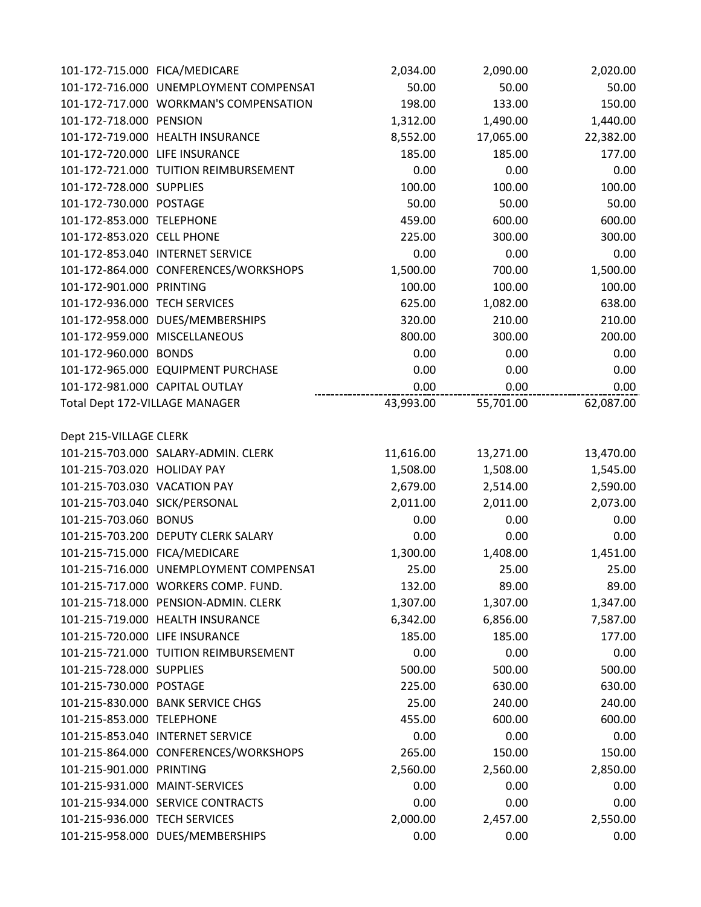| Account | Description | | | |
|---|---|---|---|---|
| 101-172-715.000 | FICA/MEDICARE | 2,034.00 | 2,090.00 | 2,020.00 |
| 101-172-716.000 | UNEMPLOYMENT COMPENSAT | 50.00 | 50.00 | 50.00 |
| 101-172-717.000 | WORKMAN'S COMPENSATION | 198.00 | 133.00 | 150.00 |
| 101-172-718.000 | PENSION | 1,312.00 | 1,490.00 | 1,440.00 |
| 101-172-719.000 | HEALTH INSURANCE | 8,552.00 | 17,065.00 | 22,382.00 |
| 101-172-720.000 | LIFE INSURANCE | 185.00 | 185.00 | 177.00 |
| 101-172-721.000 | TUITION REIMBURSEMENT | 0.00 | 0.00 | 0.00 |
| 101-172-728.000 | SUPPLIES | 100.00 | 100.00 | 100.00 |
| 101-172-730.000 | POSTAGE | 50.00 | 50.00 | 50.00 |
| 101-172-853.000 | TELEPHONE | 459.00 | 600.00 | 600.00 |
| 101-172-853.020 | CELL PHONE | 225.00 | 300.00 | 300.00 |
| 101-172-853.040 | INTERNET SERVICE | 0.00 | 0.00 | 0.00 |
| 101-172-864.000 | CONFERENCES/WORKSHOPS | 1,500.00 | 700.00 | 1,500.00 |
| 101-172-901.000 | PRINTING | 100.00 | 100.00 | 100.00 |
| 101-172-936.000 | TECH SERVICES | 625.00 | 1,082.00 | 638.00 |
| 101-172-958.000 | DUES/MEMBERSHIPS | 320.00 | 210.00 | 210.00 |
| 101-172-959.000 | MISCELLANEOUS | 800.00 | 300.00 | 200.00 |
| 101-172-960.000 | BONDS | 0.00 | 0.00 | 0.00 |
| 101-172-965.000 | EQUIPMENT PURCHASE | 0.00 | 0.00 | 0.00 |
| 101-172-981.000 | CAPITAL OUTLAY | 0.00 | 0.00 | 0.00 |
| Total Dept 172-VILLAGE MANAGER | | 43,993.00 | 55,701.00 | 62,087.00 |
| | | | | |
| Dept 215-VILLAGE CLERK | | | | |
| 101-215-703.000 | SALARY-ADMIN. CLERK | 11,616.00 | 13,271.00 | 13,470.00 |
| 101-215-703.020 | HOLIDAY PAY | 1,508.00 | 1,508.00 | 1,545.00 |
| 101-215-703.030 | VACATION PAY | 2,679.00 | 2,514.00 | 2,590.00 |
| 101-215-703.040 | SICK/PERSONAL | 2,011.00 | 2,011.00 | 2,073.00 |
| 101-215-703.060 | BONUS | 0.00 | 0.00 | 0.00 |
| 101-215-703.200 | DEPUTY CLERK SALARY | 0.00 | 0.00 | 0.00 |
| 101-215-715.000 | FICA/MEDICARE | 1,300.00 | 1,408.00 | 1,451.00 |
| 101-215-716.000 | UNEMPLOYMENT COMPENSAT | 25.00 | 25.00 | 25.00 |
| 101-215-717.000 | WORKERS COMP. FUND. | 132.00 | 89.00 | 89.00 |
| 101-215-718.000 | PENSION-ADMIN. CLERK | 1,307.00 | 1,307.00 | 1,347.00 |
| 101-215-719.000 | HEALTH INSURANCE | 6,342.00 | 6,856.00 | 7,587.00 |
| 101-215-720.000 | LIFE INSURANCE | 185.00 | 185.00 | 177.00 |
| 101-215-721.000 | TUITION REIMBURSEMENT | 0.00 | 0.00 | 0.00 |
| 101-215-728.000 | SUPPLIES | 500.00 | 500.00 | 500.00 |
| 101-215-730.000 | POSTAGE | 225.00 | 630.00 | 630.00 |
| 101-215-830.000 | BANK SERVICE CHGS | 25.00 | 240.00 | 240.00 |
| 101-215-853.000 | TELEPHONE | 455.00 | 600.00 | 600.00 |
| 101-215-853.040 | INTERNET SERVICE | 0.00 | 0.00 | 0.00 |
| 101-215-864.000 | CONFERENCES/WORKSHOPS | 265.00 | 150.00 | 150.00 |
| 101-215-901.000 | PRINTING | 2,560.00 | 2,560.00 | 2,850.00 |
| 101-215-931.000 | MAINT-SERVICES | 0.00 | 0.00 | 0.00 |
| 101-215-934.000 | SERVICE CONTRACTS | 0.00 | 0.00 | 0.00 |
| 101-215-936.000 | TECH SERVICES | 2,000.00 | 2,457.00 | 2,550.00 |
| 101-215-958.000 | DUES/MEMBERSHIPS | 0.00 | 0.00 | 0.00 |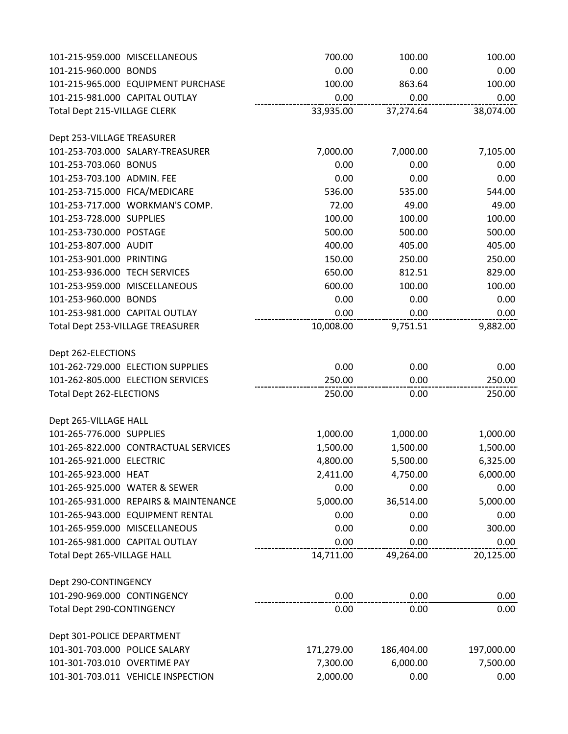| Account | Description | | | |
|---|---|---|---|---|
| 101-215-959.000 | MISCELLANEOUS | 700.00 | 100.00 | 100.00 |
| 101-215-960.000 | BONDS | 0.00 | 0.00 | 0.00 |
| 101-215-965.000 | EQUIPMENT PURCHASE | 100.00 | 863.64 | 100.00 |
| 101-215-981.000 | CAPITAL OUTLAY | 0.00 | 0.00 | 0.00 |
| Total Dept 215-VILLAGE CLERK | | 33,935.00 | 37,274.64 | 38,074.00 |
| | | | | |
| Dept 253-VILLAGE TREASURER | | | | |
| 101-253-703.000 | SALARY-TREASURER | 7,000.00 | 7,000.00 | 7,105.00 |
| 101-253-703.060 | BONUS | 0.00 | 0.00 | 0.00 |
| 101-253-703.100 | ADMIN. FEE | 0.00 | 0.00 | 0.00 |
| 101-253-715.000 | FICA/MEDICARE | 536.00 | 535.00 | 544.00 |
| 101-253-717.000 | WORKMAN'S COMP. | 72.00 | 49.00 | 49.00 |
| 101-253-728.000 | SUPPLIES | 100.00 | 100.00 | 100.00 |
| 101-253-730.000 | POSTAGE | 500.00 | 500.00 | 500.00 |
| 101-253-807.000 | AUDIT | 400.00 | 405.00 | 405.00 |
| 101-253-901.000 | PRINTING | 150.00 | 250.00 | 250.00 |
| 101-253-936.000 | TECH SERVICES | 650.00 | 812.51 | 829.00 |
| 101-253-959.000 | MISCELLANEOUS | 600.00 | 100.00 | 100.00 |
| 101-253-960.000 | BONDS | 0.00 | 0.00 | 0.00 |
| 101-253-981.000 | CAPITAL OUTLAY | 0.00 | 0.00 | 0.00 |
| Total Dept 253-VILLAGE TREASURER | | 10,008.00 | 9,751.51 | 9,882.00 |
| | | | | |
| Dept 262-ELECTIONS | | | | |
| 101-262-729.000 | ELECTION SUPPLIES | 0.00 | 0.00 | 0.00 |
| 101-262-805.000 | ELECTION SERVICES | 250.00 | 0.00 | 250.00 |
| Total Dept 262-ELECTIONS | | 250.00 | 0.00 | 250.00 |
| | | | | |
| Dept 265-VILLAGE HALL | | | | |
| 101-265-776.000 | SUPPLIES | 1,000.00 | 1,000.00 | 1,000.00 |
| 101-265-822.000 | CONTRACTUAL SERVICES | 1,500.00 | 1,500.00 | 1,500.00 |
| 101-265-921.000 | ELECTRIC | 4,800.00 | 5,500.00 | 6,325.00 |
| 101-265-923.000 | HEAT | 2,411.00 | 4,750.00 | 6,000.00 |
| 101-265-925.000 | WATER & SEWER | 0.00 | 0.00 | 0.00 |
| 101-265-931.000 | REPAIRS & MAINTENANCE | 5,000.00 | 36,514.00 | 5,000.00 |
| 101-265-943.000 | EQUIPMENT RENTAL | 0.00 | 0.00 | 0.00 |
| 101-265-959.000 | MISCELLANEOUS | 0.00 | 0.00 | 300.00 |
| 101-265-981.000 | CAPITAL OUTLAY | 0.00 | 0.00 | 0.00 |
| Total Dept 265-VILLAGE HALL | | 14,711.00 | 49,264.00 | 20,125.00 |
| | | | | |
| Dept 290-CONTINGENCY | | | | |
| 101-290-969.000 | CONTINGENCY | 0.00 | 0.00 | 0.00 |
| Total Dept 290-CONTINGENCY | | 0.00 | 0.00 | 0.00 |
| | | | | |
| Dept 301-POLICE DEPARTMENT | | | | |
| 101-301-703.000 | POLICE SALARY | 171,279.00 | 186,404.00 | 197,000.00 |
| 101-301-703.010 | OVERTIME PAY | 7,300.00 | 6,000.00 | 7,500.00 |
| 101-301-703.011 | VEHICLE INSPECTION | 2,000.00 | 0.00 | 0.00 |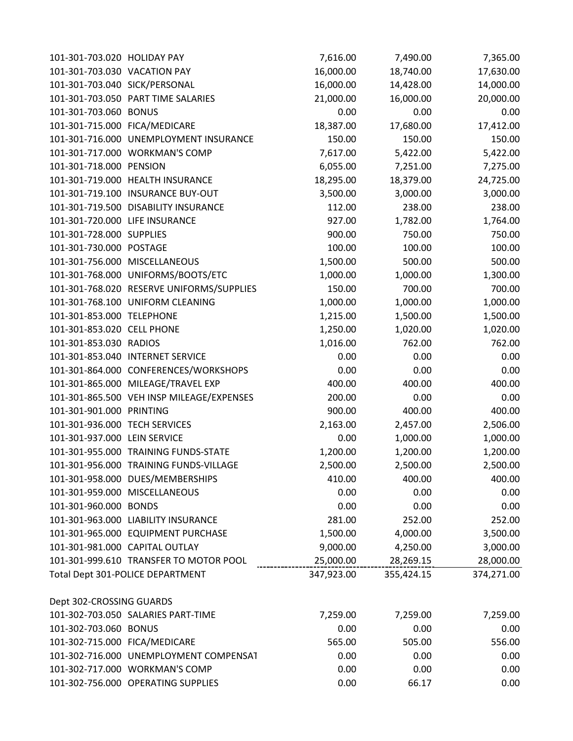| Account | Description | | | |
|---|---|---|---|---|
| 101-301-703.020 | HOLIDAY PAY | 7,616.00 | 7,490.00 | 7,365.00 |
| 101-301-703.030 | VACATION PAY | 16,000.00 | 18,740.00 | 17,630.00 |
| 101-301-703.040 | SICK/PERSONAL | 16,000.00 | 14,428.00 | 14,000.00 |
| 101-301-703.050 | PART TIME SALARIES | 21,000.00 | 16,000.00 | 20,000.00 |
| 101-301-703.060 | BONUS | 0.00 | 0.00 | 0.00 |
| 101-301-715.000 | FICA/MEDICARE | 18,387.00 | 17,680.00 | 17,412.00 |
| 101-301-716.000 | UNEMPLOYMENT INSURANCE | 150.00 | 150.00 | 150.00 |
| 101-301-717.000 | WORKMAN'S COMP | 7,617.00 | 5,422.00 | 5,422.00 |
| 101-301-718.000 | PENSION | 6,055.00 | 7,251.00 | 7,275.00 |
| 101-301-719.000 | HEALTH INSURANCE | 18,295.00 | 18,379.00 | 24,725.00 |
| 101-301-719.100 | INSURANCE BUY-OUT | 3,500.00 | 3,000.00 | 3,000.00 |
| 101-301-719.500 | DISABILITY INSURANCE | 112.00 | 238.00 | 238.00 |
| 101-301-720.000 | LIFE INSURANCE | 927.00 | 1,782.00 | 1,764.00 |
| 101-301-728.000 | SUPPLIES | 900.00 | 750.00 | 750.00 |
| 101-301-730.000 | POSTAGE | 100.00 | 100.00 | 100.00 |
| 101-301-756.000 | MISCELLANEOUS | 1,500.00 | 500.00 | 500.00 |
| 101-301-768.000 | UNIFORMS/BOOTS/ETC | 1,000.00 | 1,000.00 | 1,300.00 |
| 101-301-768.020 | RESERVE UNIFORMS/SUPPLIES | 150.00 | 700.00 | 700.00 |
| 101-301-768.100 | UNIFORM CLEANING | 1,000.00 | 1,000.00 | 1,000.00 |
| 101-301-853.000 | TELEPHONE | 1,215.00 | 1,500.00 | 1,500.00 |
| 101-301-853.020 | CELL PHONE | 1,250.00 | 1,020.00 | 1,020.00 |
| 101-301-853.030 | RADIOS | 1,016.00 | 762.00 | 762.00 |
| 101-301-853.040 | INTERNET SERVICE | 0.00 | 0.00 | 0.00 |
| 101-301-864.000 | CONFERENCES/WORKSHOPS | 0.00 | 0.00 | 0.00 |
| 101-301-865.000 | MILEAGE/TRAVEL EXP | 400.00 | 400.00 | 400.00 |
| 101-301-865.500 | VEH INSP MILEAGE/EXPENSES | 200.00 | 0.00 | 0.00 |
| 101-301-901.000 | PRINTING | 900.00 | 400.00 | 400.00 |
| 101-301-936.000 | TECH SERVICES | 2,163.00 | 2,457.00 | 2,506.00 |
| 101-301-937.000 | LEIN SERVICE | 0.00 | 1,000.00 | 1,000.00 |
| 101-301-955.000 | TRAINING FUNDS-STATE | 1,200.00 | 1,200.00 | 1,200.00 |
| 101-301-956.000 | TRAINING FUNDS-VILLAGE | 2,500.00 | 2,500.00 | 2,500.00 |
| 101-301-958.000 | DUES/MEMBERSHIPS | 410.00 | 400.00 | 400.00 |
| 101-301-959.000 | MISCELLANEOUS | 0.00 | 0.00 | 0.00 |
| 101-301-960.000 | BONDS | 0.00 | 0.00 | 0.00 |
| 101-301-963.000 | LIABILITY INSURANCE | 281.00 | 252.00 | 252.00 |
| 101-301-965.000 | EQUIPMENT PURCHASE | 1,500.00 | 4,000.00 | 3,500.00 |
| 101-301-981.000 | CAPITAL OUTLAY | 9,000.00 | 4,250.00 | 3,000.00 |
| 101-301-999.610 | TRANSFER TO MOTOR POOL | 25,000.00 | 28,269.15 | 28,000.00 |
| Total Dept 301-POLICE DEPARTMENT | | 347,923.00 | 355,424.15 | 374,271.00 |
| | | | | |
| Dept 302-CROSSING GUARDS | | | | |
| 101-302-703.050 | SALARIES PART-TIME | 7,259.00 | 7,259.00 | 7,259.00 |
| 101-302-703.060 | BONUS | 0.00 | 0.00 | 0.00 |
| 101-302-715.000 | FICA/MEDICARE | 565.00 | 505.00 | 556.00 |
| 101-302-716.000 | UNEMPLOYMENT COMPENSAT | 0.00 | 0.00 | 0.00 |
| 101-302-717.000 | WORKMAN'S COMP | 0.00 | 0.00 | 0.00 |
| 101-302-756.000 | OPERATING SUPPLIES | 0.00 | 66.17 | 0.00 |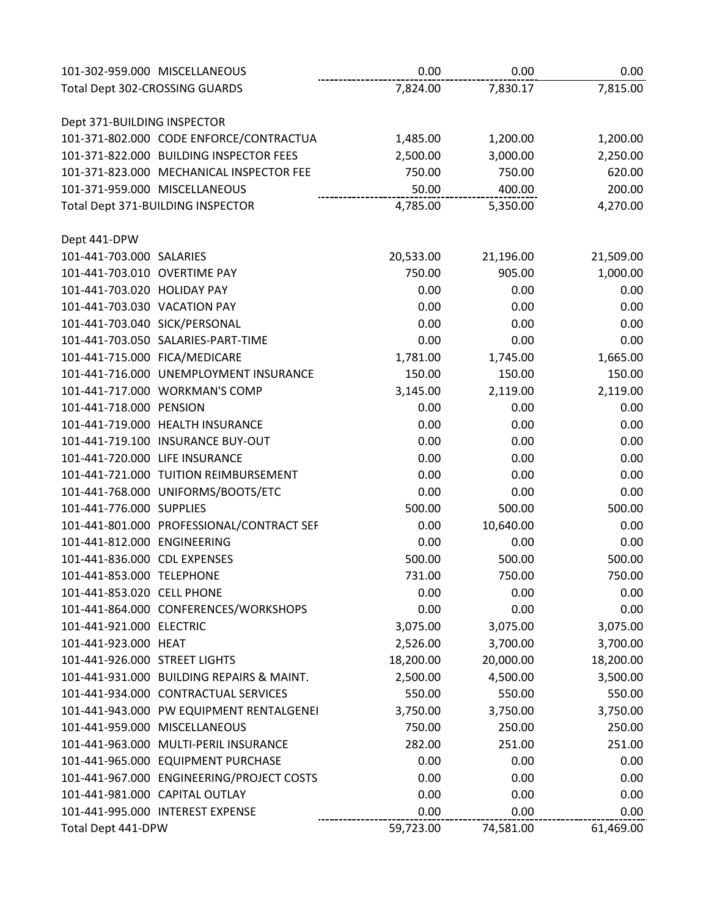| | | | | |
|---|---|---|---|---|
| 101-302-959.000 | MISCELLANEOUS | 0.00 | 0.00 | 0.00 |
| Total Dept 302-CROSSING GUARDS | | 7,824.00 | 7,830.17 | 7,815.00 |
| | | | | |
| Dept 371-BUILDING INSPECTOR | | | | |
| 101-371-802.000 | CODE ENFORCE/CONTRACTUA | 1,485.00 | 1,200.00 | 1,200.00 |
| 101-371-822.000 | BUILDING INSPECTOR FEES | 2,500.00 | 3,000.00 | 2,250.00 |
| 101-371-823.000 | MECHANICAL INSPECTOR FEE | 750.00 | 750.00 | 620.00 |
| 101-371-959.000 | MISCELLANEOUS | 50.00 | 400.00 | 200.00 |
| Total Dept 371-BUILDING INSPECTOR | | 4,785.00 | 5,350.00 | 4,270.00 |
| | | | | |
| Dept 441-DPW | | | | |
| 101-441-703.000 | SALARIES | 20,533.00 | 21,196.00 | 21,509.00 |
| 101-441-703.010 | OVERTIME PAY | 750.00 | 905.00 | 1,000.00 |
| 101-441-703.020 | HOLIDAY PAY | 0.00 | 0.00 | 0.00 |
| 101-441-703.030 | VACATION PAY | 0.00 | 0.00 | 0.00 |
| 101-441-703.040 | SICK/PERSONAL | 0.00 | 0.00 | 0.00 |
| 101-441-703.050 | SALARIES-PART-TIME | 0.00 | 0.00 | 0.00 |
| 101-441-715.000 | FICA/MEDICARE | 1,781.00 | 1,745.00 | 1,665.00 |
| 101-441-716.000 | UNEMPLOYMENT INSURANCE | 150.00 | 150.00 | 150.00 |
| 101-441-717.000 | WORKMAN'S COMP | 3,145.00 | 2,119.00 | 2,119.00 |
| 101-441-718.000 | PENSION | 0.00 | 0.00 | 0.00 |
| 101-441-719.000 | HEALTH INSURANCE | 0.00 | 0.00 | 0.00 |
| 101-441-719.100 | INSURANCE BUY-OUT | 0.00 | 0.00 | 0.00 |
| 101-441-720.000 | LIFE INSURANCE | 0.00 | 0.00 | 0.00 |
| 101-441-721.000 | TUITION REIMBURSEMENT | 0.00 | 0.00 | 0.00 |
| 101-441-768.000 | UNIFORMS/BOOTS/ETC | 0.00 | 0.00 | 0.00 |
| 101-441-776.000 | SUPPLIES | 500.00 | 500.00 | 500.00 |
| 101-441-801.000 | PROFESSIONAL/CONTRACT SEF | 0.00 | 10,640.00 | 0.00 |
| 101-441-812.000 | ENGINEERING | 0.00 | 0.00 | 0.00 |
| 101-441-836.000 | CDL EXPENSES | 500.00 | 500.00 | 500.00 |
| 101-441-853.000 | TELEPHONE | 731.00 | 750.00 | 750.00 |
| 101-441-853.020 | CELL PHONE | 0.00 | 0.00 | 0.00 |
| 101-441-864.000 | CONFERENCES/WORKSHOPS | 0.00 | 0.00 | 0.00 |
| 101-441-921.000 | ELECTRIC | 3,075.00 | 3,075.00 | 3,075.00 |
| 101-441-923.000 | HEAT | 2,526.00 | 3,700.00 | 3,700.00 |
| 101-441-926.000 | STREET LIGHTS | 18,200.00 | 20,000.00 | 18,200.00 |
| 101-441-931.000 | BUILDING REPAIRS & MAINT. | 2,500.00 | 4,500.00 | 3,500.00 |
| 101-441-934.000 | CONTRACTUAL SERVICES | 550.00 | 550.00 | 550.00 |
| 101-441-943.000 | PW EQUIPMENT RENTALGENEI | 3,750.00 | 3,750.00 | 3,750.00 |
| 101-441-959.000 | MISCELLANEOUS | 750.00 | 250.00 | 250.00 |
| 101-441-963.000 | MULTI-PERIL INSURANCE | 282.00 | 251.00 | 251.00 |
| 101-441-965.000 | EQUIPMENT PURCHASE | 0.00 | 0.00 | 0.00 |
| 101-441-967.000 | ENGINEERING/PROJECT COSTS | 0.00 | 0.00 | 0.00 |
| 101-441-981.000 | CAPITAL OUTLAY | 0.00 | 0.00 | 0.00 |
| 101-441-995.000 | INTEREST EXPENSE | 0.00 | 0.00 | 0.00 |
| Total Dept 441-DPW | | 59,723.00 | 74,581.00 | 61,469.00 |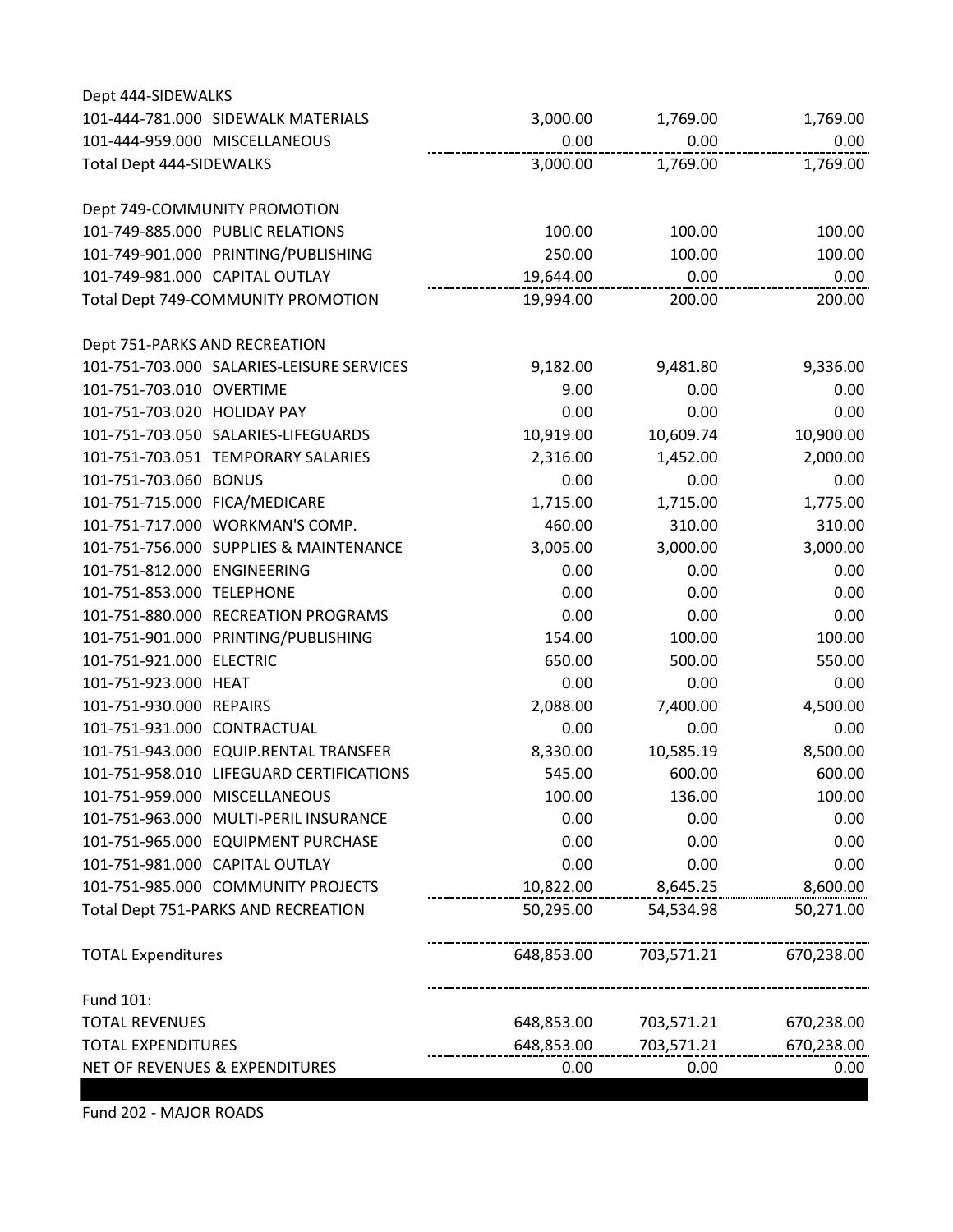| | | | |
|---|---|---|---|
| Dept 444-SIDEWALKS | | | |
| 101-444-781.000 SIDEWALK MATERIALS | 3,000.00 | 1,769.00 | 1,769.00 |
| 101-444-959.000 MISCELLANEOUS | 0.00 | 0.00 | 0.00 |
| Total Dept 444-SIDEWALKS | 3,000.00 | 1,769.00 | 1,769.00 |
| | | | |
| Dept 749-COMMUNITY PROMOTION | | | |
| 101-749-885.000 PUBLIC RELATIONS | 100.00 | 100.00 | 100.00 |
| 101-749-901.000 PRINTING/PUBLISHING | 250.00 | 100.00 | 100.00 |
| 101-749-981.000 CAPITAL OUTLAY | 19,644.00 | 0.00 | 0.00 |
| Total Dept 749-COMMUNITY PROMOTION | 19,994.00 | 200.00 | 200.00 |
| | | | |
| Dept 751-PARKS AND RECREATION | | | |
| 101-751-703.000 SALARIES-LEISURE SERVICES | 9,182.00 | 9,481.80 | 9,336.00 |
| 101-751-703.010 OVERTIME | 9.00 | 0.00 | 0.00 |
| 101-751-703.020 HOLIDAY PAY | 0.00 | 0.00 | 0.00 |
| 101-751-703.050 SALARIES-LIFEGUARDS | 10,919.00 | 10,609.74 | 10,900.00 |
| 101-751-703.051 TEMPORARY SALARIES | 2,316.00 | 1,452.00 | 2,000.00 |
| 101-751-703.060 BONUS | 0.00 | 0.00 | 0.00 |
| 101-751-715.000 FICA/MEDICARE | 1,715.00 | 1,715.00 | 1,775.00 |
| 101-751-717.000 WORKMAN'S COMP. | 460.00 | 310.00 | 310.00 |
| 101-751-756.000 SUPPLIES & MAINTENANCE | 3,005.00 | 3,000.00 | 3,000.00 |
| 101-751-812.000 ENGINEERING | 0.00 | 0.00 | 0.00 |
| 101-751-853.000 TELEPHONE | 0.00 | 0.00 | 0.00 |
| 101-751-880.000 RECREATION PROGRAMS | 0.00 | 0.00 | 0.00 |
| 101-751-901.000 PRINTING/PUBLISHING | 154.00 | 100.00 | 100.00 |
| 101-751-921.000 ELECTRIC | 650.00 | 500.00 | 550.00 |
| 101-751-923.000 HEAT | 0.00 | 0.00 | 0.00 |
| 101-751-930.000 REPAIRS | 2,088.00 | 7,400.00 | 4,500.00 |
| 101-751-931.000 CONTRACTUAL | 0.00 | 0.00 | 0.00 |
| 101-751-943.000 EQUIP.RENTAL TRANSFER | 8,330.00 | 10,585.19 | 8,500.00 |
| 101-751-958.010 LIFEGUARD CERTIFICATIONS | 545.00 | 600.00 | 600.00 |
| 101-751-959.000 MISCELLANEOUS | 100.00 | 136.00 | 100.00 |
| 101-751-963.000 MULTI-PERIL INSURANCE | 0.00 | 0.00 | 0.00 |
| 101-751-965.000 EQUIPMENT PURCHASE | 0.00 | 0.00 | 0.00 |
| 101-751-981.000 CAPITAL OUTLAY | 0.00 | 0.00 | 0.00 |
| 101-751-985.000 COMMUNITY PROJECTS | 10,822.00 | 8,645.25 | 8,600.00 |
| Total Dept 751-PARKS AND RECREATION | 50,295.00 | 54,534.98 | 50,271.00 |
| | | | |
| TOTAL Expenditures | 648,853.00 | 703,571.21 | 670,238.00 |
| | | | |
| Fund 101: | | | |
| TOTAL REVENUES | 648,853.00 | 703,571.21 | 670,238.00 |
| TOTAL EXPENDITURES | 648,853.00 | 703,571.21 | 670,238.00 |
| NET OF REVENUES & EXPENDITURES | 0.00 | 0.00 | 0.00 |

Fund 202 - MAJOR ROADS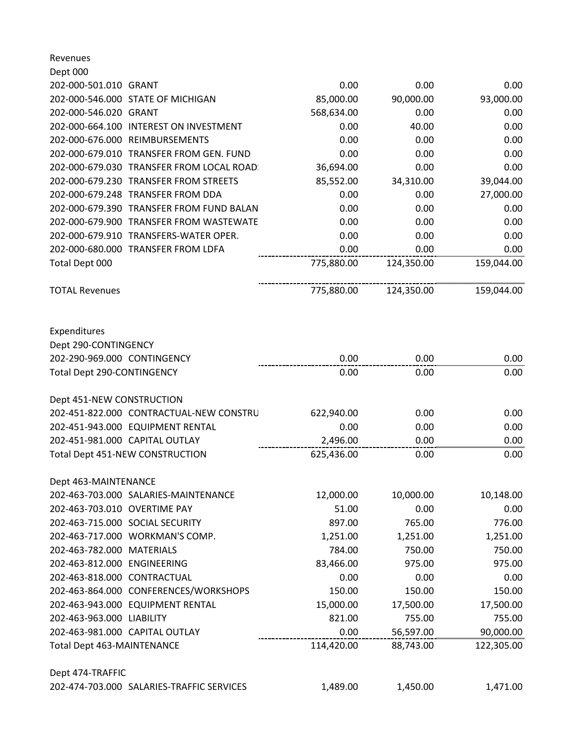| Account | Description | | | |
|---|---|---|---|---|
| **Revenues** | | | | |
| **Dept 000** | | | | |
| 202-000-501.010 | GRANT | 0.00 | 0.00 | 0.00 |
| 202-000-546.000 | STATE OF MICHIGAN | 85,000.00 | 90,000.00 | 93,000.00 |
| 202-000-546.020 | GRANT | 568,634.00 | 0.00 | 0.00 |
| 202-000-664.100 | INTEREST ON INVESTMENT | 0.00 | 40.00 | 0.00 |
| 202-000-676.000 | REIMBURSEMENTS | 0.00 | 0.00 | 0.00 |
| 202-000-679.010 | TRANSFER FROM GEN. FUND | 0.00 | 0.00 | 0.00 |
| 202-000-679.030 | TRANSFER FROM LOCAL ROAD: | 36,694.00 | 0.00 | 0.00 |
| 202-000-679.230 | TRANSFER FROM STREETS | 85,552.00 | 34,310.00 | 39,044.00 |
| 202-000-679.248 | TRANSFER FROM DDA | 0.00 | 0.00 | 27,000.00 |
| 202-000-679.390 | TRANSFER FROM FUND BALAN | 0.00 | 0.00 | 0.00 |
| 202-000-679.900 | TRANSFER FROM WASTEWATE | 0.00 | 0.00 | 0.00 |
| 202-000-679.910 | TRANSFERS-WATER OPER. | 0.00 | 0.00 | 0.00 |
| 202-000-680.000 | TRANSFER FROM LDFA | 0.00 | 0.00 | 0.00 |
| Total Dept 000 | | 775,880.00 | 124,350.00 | 159,044.00 |
| | | | | |
| TOTAL Revenues | | 775,880.00 | 124,350.00 | 159,044.00 |
| | | | | |
| **Expenditures** | | | | |
| **Dept 290-CONTINGENCY** | | | | |
| 202-290-969.000 | CONTINGENCY | 0.00 | 0.00 | 0.00 |
| Total Dept 290-CONTINGENCY | | 0.00 | 0.00 | 0.00 |
| | | | | |
| **Dept 451-NEW CONSTRUCTION** | | | | |
| 202-451-822.000 | CONTRACTUAL-NEW CONSTRU | 622,940.00 | 0.00 | 0.00 |
| 202-451-943.000 | EQUIPMENT RENTAL | 0.00 | 0.00 | 0.00 |
| 202-451-981.000 | CAPITAL OUTLAY | 2,496.00 | 0.00 | 0.00 |
| Total Dept 451-NEW CONSTRUCTION | | 625,436.00 | 0.00 | 0.00 |
| | | | | |
| **Dept 463-MAINTENANCE** | | | | |
| 202-463-703.000 | SALARIES-MAINTENANCE | 12,000.00 | 10,000.00 | 10,148.00 |
| 202-463-703.010 | OVERTIME PAY | 51.00 | 0.00 | 0.00 |
| 202-463-715.000 | SOCIAL SECURITY | 897.00 | 765.00 | 776.00 |
| 202-463-717.000 | WORKMAN'S COMP. | 1,251.00 | 1,251.00 | 1,251.00 |
| 202-463-782.000 | MATERIALS | 784.00 | 750.00 | 750.00 |
| 202-463-812.000 | ENGINEERING | 83,466.00 | 975.00 | 975.00 |
| 202-463-818.000 | CONTRACTUAL | 0.00 | 0.00 | 0.00 |
| 202-463-864.000 | CONFERENCES/WORKSHOPS | 150.00 | 150.00 | 150.00 |
| 202-463-943.000 | EQUIPMENT RENTAL | 15,000.00 | 17,500.00 | 17,500.00 |
| 202-463-963.000 | LIABILITY | 821.00 | 755.00 | 755.00 |
| 202-463-981.000 | CAPITAL OUTLAY | 0.00 | 56,597.00 | 90,000.00 |
| Total Dept 463-MAINTENANCE | | 114,420.00 | 88,743.00 | 122,305.00 |
| | | | | |
| **Dept 474-TRAFFIC** | | | | |
| 202-474-703.000 | SALARIES-TRAFFIC SERVICES | 1,489.00 | 1,450.00 | 1,471.00 |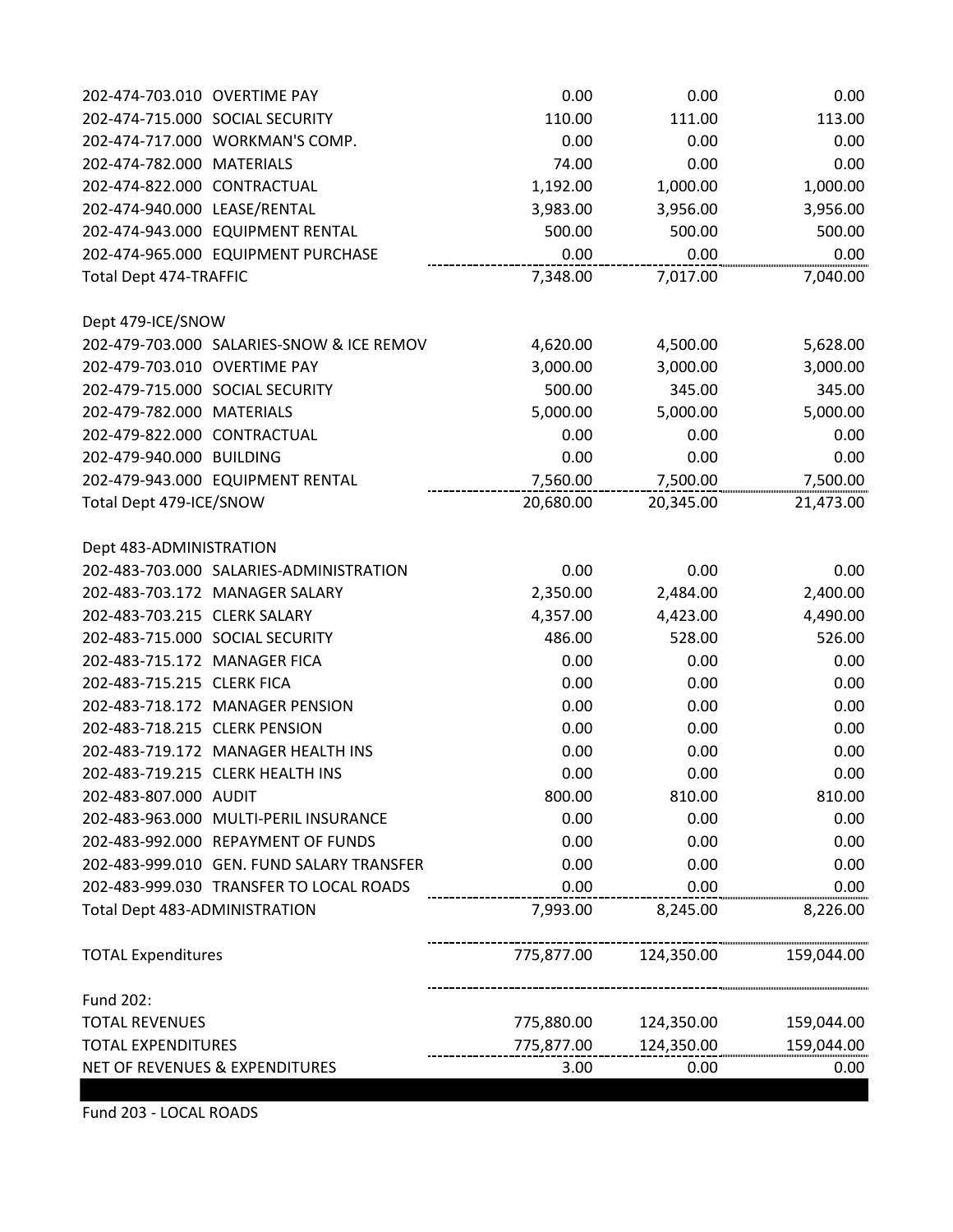| Account | Description | | | |
|---|---|---|---|---|
| 202-474-703.010 | OVERTIME PAY | 0.00 | 0.00 | 0.00 |
| 202-474-715.000 | SOCIAL SECURITY | 110.00 | 111.00 | 113.00 |
| 202-474-717.000 | WORKMAN'S COMP. | 0.00 | 0.00 | 0.00 |
| 202-474-782.000 | MATERIALS | 74.00 | 0.00 | 0.00 |
| 202-474-822.000 | CONTRACTUAL | 1,192.00 | 1,000.00 | 1,000.00 |
| 202-474-940.000 | LEASE/RENTAL | 3,983.00 | 3,956.00 | 3,956.00 |
| 202-474-943.000 | EQUIPMENT RENTAL | 500.00 | 500.00 | 500.00 |
| 202-474-965.000 | EQUIPMENT PURCHASE | 0.00 | 0.00 | 0.00 |
| Total Dept 474-TRAFFIC | | 7,348.00 | 7,017.00 | 7,040.00 |
| | | | | |
| Dept 479-ICE/SNOW | | | | |
| 202-479-703.000 | SALARIES-SNOW & ICE REMOV | 4,620.00 | 4,500.00 | 5,628.00 |
| 202-479-703.010 | OVERTIME PAY | 3,000.00 | 3,000.00 | 3,000.00 |
| 202-479-715.000 | SOCIAL SECURITY | 500.00 | 345.00 | 345.00 |
| 202-479-782.000 | MATERIALS | 5,000.00 | 5,000.00 | 5,000.00 |
| 202-479-822.000 | CONTRACTUAL | 0.00 | 0.00 | 0.00 |
| 202-479-940.000 | BUILDING | 0.00 | 0.00 | 0.00 |
| 202-479-943.000 | EQUIPMENT RENTAL | 7,560.00 | 7,500.00 | 7,500.00 |
| Total Dept 479-ICE/SNOW | | 20,680.00 | 20,345.00 | 21,473.00 |
| | | | | |
| Dept 483-ADMINISTRATION | | | | |
| 202-483-703.000 | SALARIES-ADMINISTRATION | 0.00 | 0.00 | 0.00 |
| 202-483-703.172 | MANAGER SALARY | 2,350.00 | 2,484.00 | 2,400.00 |
| 202-483-703.215 | CLERK SALARY | 4,357.00 | 4,423.00 | 4,490.00 |
| 202-483-715.000 | SOCIAL SECURITY | 486.00 | 528.00 | 526.00 |
| 202-483-715.172 | MANAGER FICA | 0.00 | 0.00 | 0.00 |
| 202-483-715.215 | CLERK FICA | 0.00 | 0.00 | 0.00 |
| 202-483-718.172 | MANAGER PENSION | 0.00 | 0.00 | 0.00 |
| 202-483-718.215 | CLERK PENSION | 0.00 | 0.00 | 0.00 |
| 202-483-719.172 | MANAGER HEALTH INS | 0.00 | 0.00 | 0.00 |
| 202-483-719.215 | CLERK HEALTH INS | 0.00 | 0.00 | 0.00 |
| 202-483-807.000 | AUDIT | 800.00 | 810.00 | 810.00 |
| 202-483-963.000 | MULTI-PERIL INSURANCE | 0.00 | 0.00 | 0.00 |
| 202-483-992.000 | REPAYMENT OF FUNDS | 0.00 | 0.00 | 0.00 |
| 202-483-999.010 | GEN. FUND SALARY TRANSFER | 0.00 | 0.00 | 0.00 |
| 202-483-999.030 | TRANSFER TO LOCAL ROADS | 0.00 | 0.00 | 0.00 |
| Total Dept 483-ADMINISTRATION | | 7,993.00 | 8,245.00 | 8,226.00 |
| | | | | |
| TOTAL Expenditures | | 775,877.00 | 124,350.00 | 159,044.00 |
| | | | | |
| Fund 202: | | | | |
| TOTAL REVENUES | | 775,880.00 | 124,350.00 | 159,044.00 |
| TOTAL EXPENDITURES | | 775,877.00 | 124,350.00 | 159,044.00 |
| NET OF REVENUES & EXPENDITURES | | 3.00 | 0.00 | 0.00 |

Fund 203 - LOCAL ROADS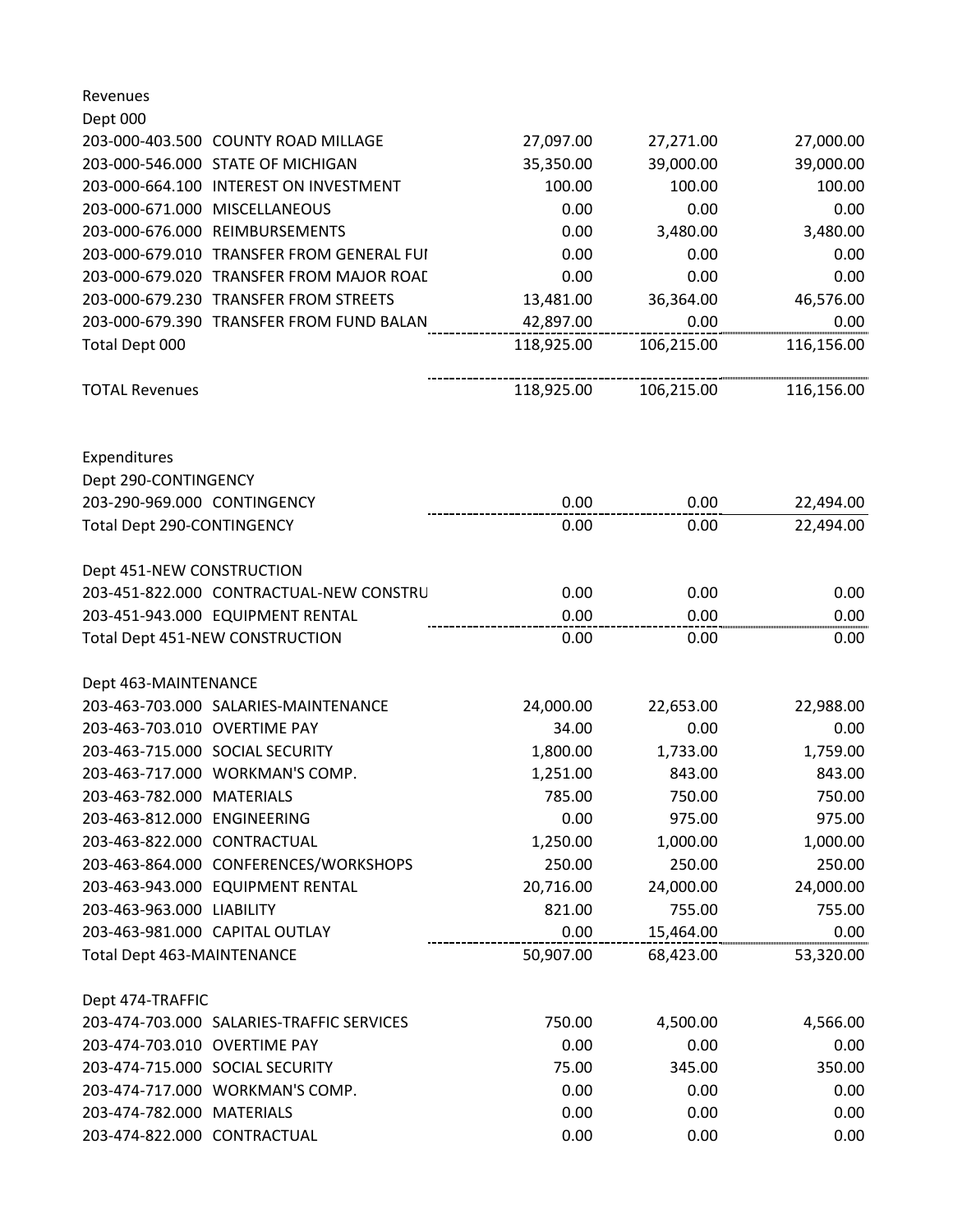Revenues

Dept 000

| Account | Description | | | |
|---|---|---|---|---|
| 203-000-403.500 | COUNTY ROAD MILLAGE | 27,097.00 | 27,271.00 | 27,000.00 |
| 203-000-546.000 | STATE OF MICHIGAN | 35,350.00 | 39,000.00 | 39,000.00 |
| 203-000-664.100 | INTEREST ON INVESTMENT | 100.00 | 100.00 | 100.00 |
| 203-000-671.000 | MISCELLANEOUS | 0.00 | 0.00 | 0.00 |
| 203-000-676.000 | REIMBURSEMENTS | 0.00 | 3,480.00 | 3,480.00 |
| 203-000-679.010 | TRANSFER FROM GENERAL FUI | 0.00 | 0.00 | 0.00 |
| 203-000-679.020 | TRANSFER FROM MAJOR ROAD | 0.00 | 0.00 | 0.00 |
| 203-000-679.230 | TRANSFER FROM STREETS | 13,481.00 | 36,364.00 | 46,576.00 |
| 203-000-679.390 | TRANSFER FROM FUND BALAN | 42,897.00 | 0.00 | 0.00 |
| Total Dept 000 | | 118,925.00 | 106,215.00 | 116,156.00 |
| | | | | |
| TOTAL Revenues | | 118,925.00 | 106,215.00 | 116,156.00 |

Expenditures

Dept 290-CONTINGENCY

| Account | Description | | | |
|---|---|---|---|---|
| 203-290-969.000 | CONTINGENCY | 0.00 | 0.00 | 22,494.00 |
| Total Dept 290-CONTINGENCY | | 0.00 | 0.00 | 22,494.00 |

Dept 451-NEW CONSTRUCTION

| Account | Description | | | |
|---|---|---|---|---|
| 203-451-822.000 | CONTRACTUAL-NEW CONSTRU | 0.00 | 0.00 | 0.00 |
| 203-451-943.000 | EQUIPMENT RENTAL | 0.00 | 0.00 | 0.00 |
| Total Dept 451-NEW CONSTRUCTION | | 0.00 | 0.00 | 0.00 |

Dept 463-MAINTENANCE

| Account | Description | | | |
|---|---|---|---|---|
| 203-463-703.000 | SALARIES-MAINTENANCE | 24,000.00 | 22,653.00 | 22,988.00 |
| 203-463-703.010 | OVERTIME PAY | 34.00 | 0.00 | 0.00 |
| 203-463-715.000 | SOCIAL SECURITY | 1,800.00 | 1,733.00 | 1,759.00 |
| 203-463-717.000 | WORKMAN'S COMP. | 1,251.00 | 843.00 | 843.00 |
| 203-463-782.000 | MATERIALS | 785.00 | 750.00 | 750.00 |
| 203-463-812.000 | ENGINEERING | 0.00 | 975.00 | 975.00 |
| 203-463-822.000 | CONTRACTUAL | 1,250.00 | 1,000.00 | 1,000.00 |
| 203-463-864.000 | CONFERENCES/WORKSHOPS | 250.00 | 250.00 | 250.00 |
| 203-463-943.000 | EQUIPMENT RENTAL | 20,716.00 | 24,000.00 | 24,000.00 |
| 203-463-963.000 | LIABILITY | 821.00 | 755.00 | 755.00 |
| 203-463-981.000 | CAPITAL OUTLAY | 0.00 | 15,464.00 | 0.00 |
| Total Dept 463-MAINTENANCE | | 50,907.00 | 68,423.00 | 53,320.00 |

Dept 474-TRAFFIC

| Account | Description | | | |
|---|---|---|---|---|
| 203-474-703.000 | SALARIES-TRAFFIC SERVICES | 750.00 | 4,500.00 | 4,566.00 |
| 203-474-703.010 | OVERTIME PAY | 0.00 | 0.00 | 0.00 |
| 203-474-715.000 | SOCIAL SECURITY | 75.00 | 345.00 | 350.00 |
| 203-474-717.000 | WORKMAN'S COMP. | 0.00 | 0.00 | 0.00 |
| 203-474-782.000 | MATERIALS | 0.00 | 0.00 | 0.00 |
| 203-474-822.000 | CONTRACTUAL | 0.00 | 0.00 | 0.00 |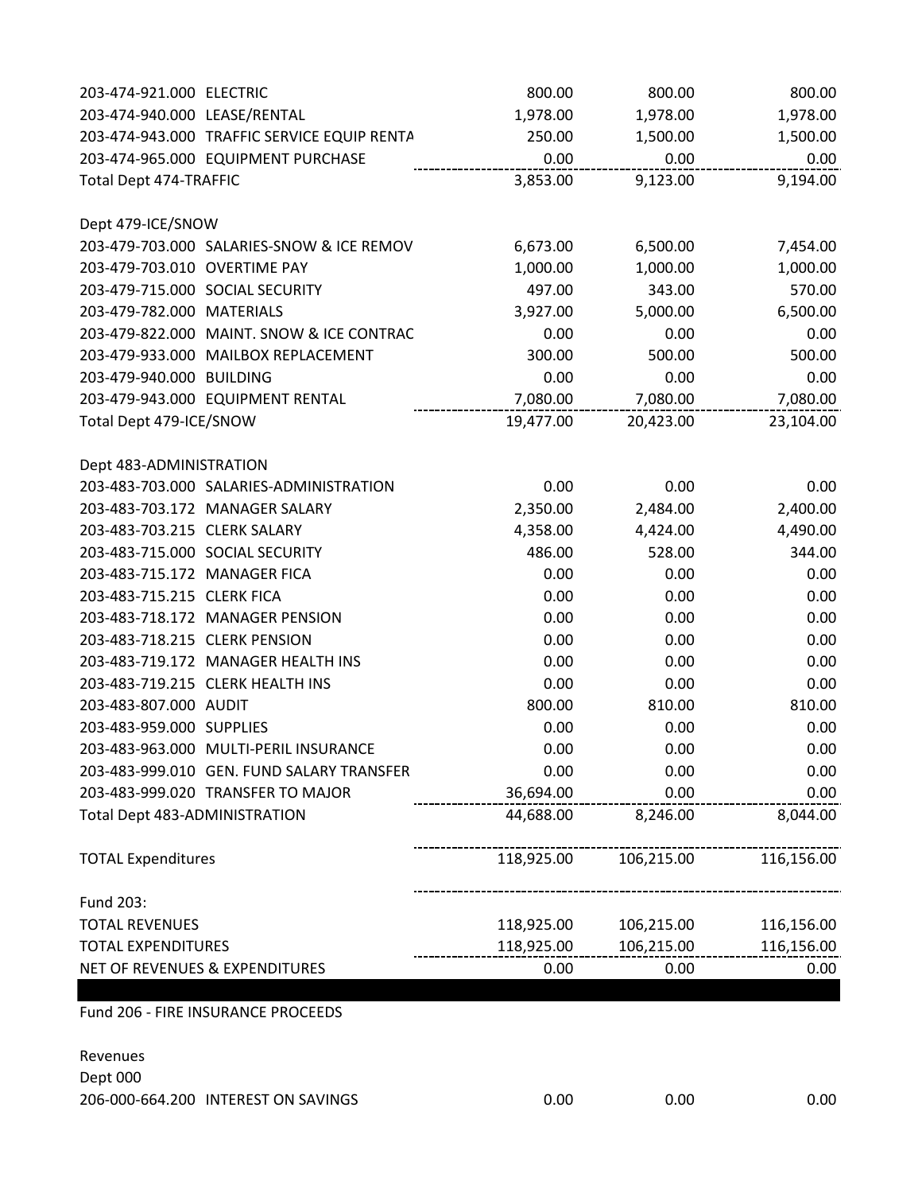| Account | Description | | | |
|---|---|---|---|---|
| 203-474-921.000 | ELECTRIC | 800.00 | 800.00 | 800.00 |
| 203-474-940.000 | LEASE/RENTAL | 1,978.00 | 1,978.00 | 1,978.00 |
| 203-474-943.000 | TRAFFIC SERVICE EQUIP RENTA | 250.00 | 1,500.00 | 1,500.00 |
| 203-474-965.000 | EQUIPMENT PURCHASE | 0.00 | 0.00 | 0.00 |
| Total Dept 474-TRAFFIC | | 3,853.00 | 9,123.00 | 9,194.00 |
| | | | | |
| Dept 479-ICE/SNOW | | | | |
| 203-479-703.000 | SALARIES-SNOW & ICE REMOV | 6,673.00 | 6,500.00 | 7,454.00 |
| 203-479-703.010 | OVERTIME PAY | 1,000.00 | 1,000.00 | 1,000.00 |
| 203-479-715.000 | SOCIAL SECURITY | 497.00 | 343.00 | 570.00 |
| 203-479-782.000 | MATERIALS | 3,927.00 | 5,000.00 | 6,500.00 |
| 203-479-822.000 | MAINT. SNOW & ICE CONTRAC | 0.00 | 0.00 | 0.00 |
| 203-479-933.000 | MAILBOX REPLACEMENT | 300.00 | 500.00 | 500.00 |
| 203-479-940.000 | BUILDING | 0.00 | 0.00 | 0.00 |
| 203-479-943.000 | EQUIPMENT RENTAL | 7,080.00 | 7,080.00 | 7,080.00 |
| Total Dept 479-ICE/SNOW | | 19,477.00 | 20,423.00 | 23,104.00 |
| | | | | |
| Dept 483-ADMINISTRATION | | | | |
| 203-483-703.000 | SALARIES-ADMINISTRATION | 0.00 | 0.00 | 0.00 |
| 203-483-703.172 | MANAGER SALARY | 2,350.00 | 2,484.00 | 2,400.00 |
| 203-483-703.215 | CLERK SALARY | 4,358.00 | 4,424.00 | 4,490.00 |
| 203-483-715.000 | SOCIAL SECURITY | 486.00 | 528.00 | 344.00 |
| 203-483-715.172 | MANAGER FICA | 0.00 | 0.00 | 0.00 |
| 203-483-715.215 | CLERK FICA | 0.00 | 0.00 | 0.00 |
| 203-483-718.172 | MANAGER PENSION | 0.00 | 0.00 | 0.00 |
| 203-483-718.215 | CLERK PENSION | 0.00 | 0.00 | 0.00 |
| 203-483-719.172 | MANAGER HEALTH INS | 0.00 | 0.00 | 0.00 |
| 203-483-719.215 | CLERK HEALTH INS | 0.00 | 0.00 | 0.00 |
| 203-483-807.000 | AUDIT | 800.00 | 810.00 | 810.00 |
| 203-483-959.000 | SUPPLIES | 0.00 | 0.00 | 0.00 |
| 203-483-963.000 | MULTI-PERIL INSURANCE | 0.00 | 0.00 | 0.00 |
| 203-483-999.010 | GEN. FUND SALARY TRANSFER | 0.00 | 0.00 | 0.00 |
| 203-483-999.020 | TRANSFER TO MAJOR | 36,694.00 | 0.00 | 0.00 |
| Total Dept 483-ADMINISTRATION | | 44,688.00 | 8,246.00 | 8,044.00 |
| | | | | |
| TOTAL Expenditures | | 118,925.00 | 106,215.00 | 116,156.00 |
| | | | | |
| Fund 203: | | | | |
| TOTAL REVENUES | | 118,925.00 | 106,215.00 | 116,156.00 |
| TOTAL EXPENDITURES | | 118,925.00 | 106,215.00 | 116,156.00 |
| NET OF REVENUES & EXPENDITURES | | 0.00 | 0.00 | 0.00 |

Fund 206 - FIRE INSURANCE PROCEEDS

Revenues

Dept 000

| Account | Description | | | |
|---|---|---|---|---|
| 206-000-664.200 | INTEREST ON SAVINGS | 0.00 | 0.00 | 0.00 |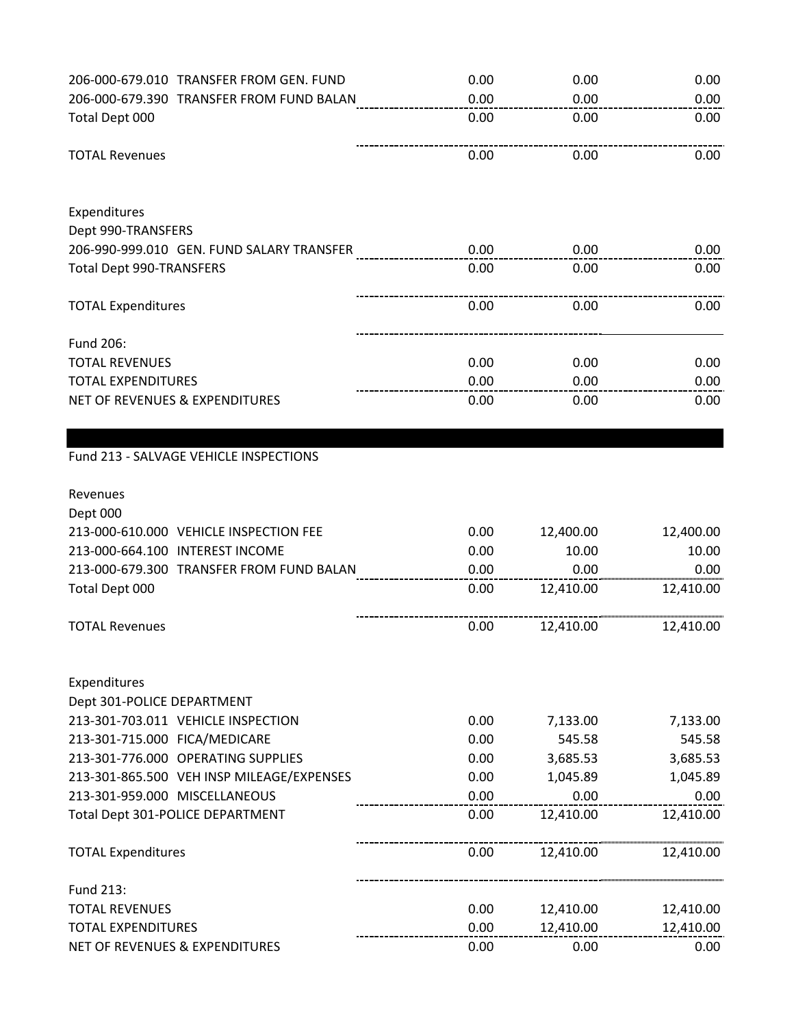| | | | |
|---|---|---|---|
| 206-000-679.010 TRANSFER FROM GEN. FUND | 0.00 | 0.00 | 0.00 |
| 206-000-679.390 TRANSFER FROM FUND BALAN | 0.00 | 0.00 | 0.00 |
| Total Dept 000 | 0.00 | 0.00 | 0.00 |
| | | | |
| TOTAL Revenues | 0.00 | 0.00 | 0.00 |
| | | | |
| Expenditures | | | |
| Dept 990-TRANSFERS | | | |
| 206-990-999.010 GEN. FUND SALARY TRANSFER | 0.00 | 0.00 | 0.00 |
| Total Dept 990-TRANSFERS | 0.00 | 0.00 | 0.00 |
| | | | |
| TOTAL Expenditures | 0.00 | 0.00 | 0.00 |
| | | | |
| Fund 206: | | | |
| TOTAL REVENUES | 0.00 | 0.00 | 0.00 |
| TOTAL EXPENDITURES | 0.00 | 0.00 | 0.00 |
| NET OF REVENUES & EXPENDITURES | 0.00 | 0.00 | 0.00 |

Fund 213 - SALVAGE VEHICLE INSPECTIONS

| | | | |
|---|---|---|---|
| Revenues | | | |
| Dept 000 | | | |
| 213-000-610.000 VEHICLE INSPECTION FEE | 0.00 | 12,400.00 | 12,400.00 |
| 213-000-664.100 INTEREST INCOME | 0.00 | 10.00 | 10.00 |
| 213-000-679.300 TRANSFER FROM FUND BALAN | 0.00 | 0.00 | 0.00 |
| Total Dept 000 | 0.00 | 12,410.00 | 12,410.00 |
| | | | |
| TOTAL Revenues | 0.00 | 12,410.00 | 12,410.00 |
| | | | |
| Expenditures | | | |
| Dept 301-POLICE DEPARTMENT | | | |
| 213-301-703.011 VEHICLE INSPECTION | 0.00 | 7,133.00 | 7,133.00 |
| 213-301-715.000 FICA/MEDICARE | 0.00 | 545.58 | 545.58 |
| 213-301-776.000 OPERATING SUPPLIES | 0.00 | 3,685.53 | 3,685.53 |
| 213-301-865.500 VEH INSP MILEAGE/EXPENSES | 0.00 | 1,045.89 | 1,045.89 |
| 213-301-959.000 MISCELLANEOUS | 0.00 | 0.00 | 0.00 |
| Total Dept 301-POLICE DEPARTMENT | 0.00 | 12,410.00 | 12,410.00 |
| | | | |
| TOTAL Expenditures | 0.00 | 12,410.00 | 12,410.00 |
| | | | |
| Fund 213: | | | |
| TOTAL REVENUES | 0.00 | 12,410.00 | 12,410.00 |
| TOTAL EXPENDITURES | 0.00 | 12,410.00 | 12,410.00 |
| NET OF REVENUES & EXPENDITURES | 0.00 | 0.00 | 0.00 |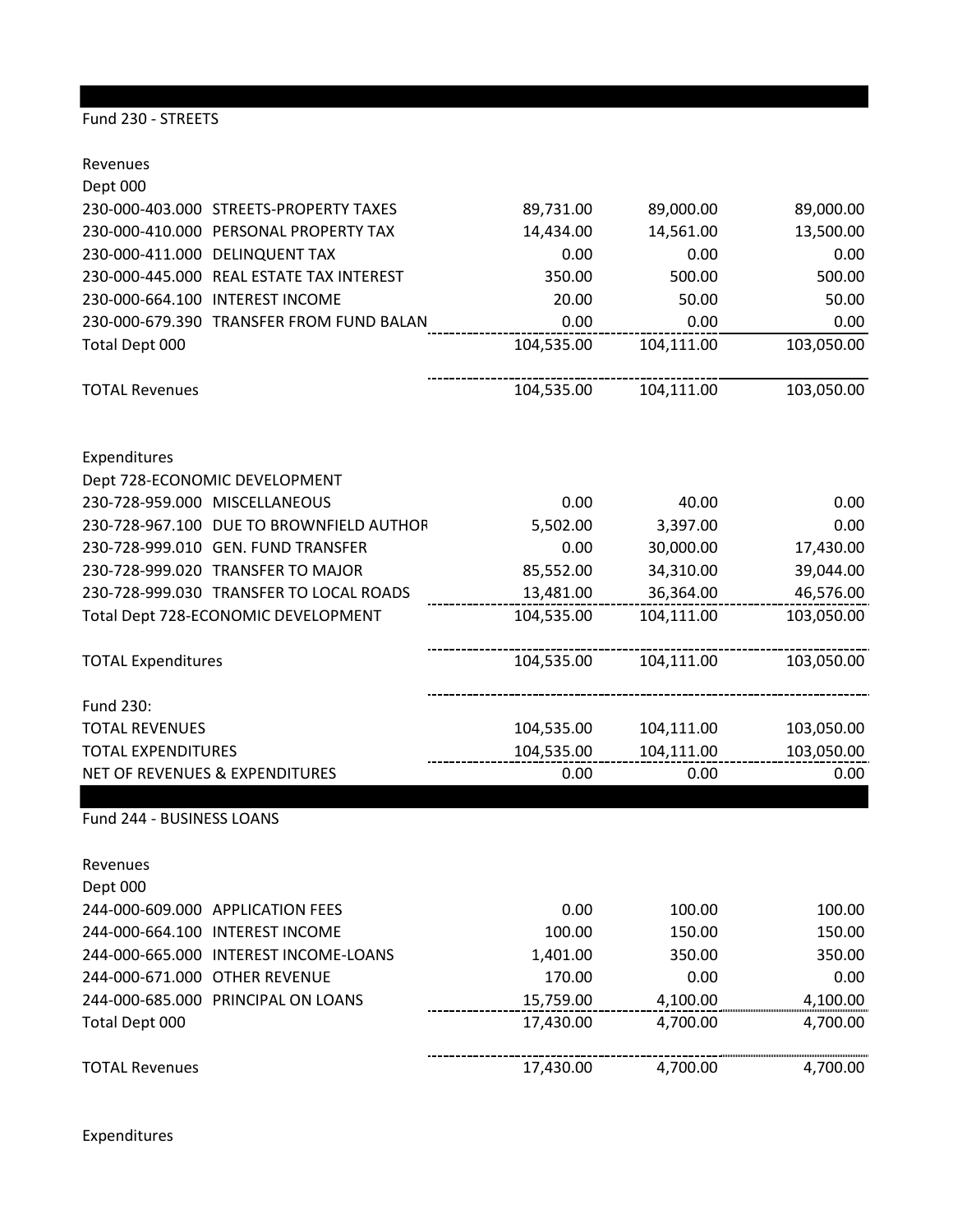## Fund 230 - STREETS

| | | | | |
|---|---|---|---|---|
| **Revenues** | | | | |
| Dept 000 | | | | |
| 230-000-403.000 | STREETS-PROPERTY TAXES | 89,731.00 | 89,000.00 | 89,000.00 |
| 230-000-410.000 | PERSONAL PROPERTY TAX | 14,434.00 | 14,561.00 | 13,500.00 |
| 230-000-411.000 | DELINQUENT TAX | 0.00 | 0.00 | 0.00 |
| 230-000-445.000 | REAL ESTATE TAX INTEREST | 350.00 | 500.00 | 500.00 |
| 230-000-664.100 | INTEREST INCOME | 20.00 | 50.00 | 50.00 |
| 230-000-679.390 | TRANSFER FROM FUND BALAN | 0.00 | 0.00 | 0.00 |
| Total Dept 000 | | 104,535.00 | 104,111.00 | 103,050.00 |
| TOTAL Revenues | | 104,535.00 | 104,111.00 | 103,050.00 |
| **Expenditures** | | | | |
| Dept 728-ECONOMIC DEVELOPMENT | | | | |
| 230-728-959.000 | MISCELLANEOUS | 0.00 | 40.00 | 0.00 |
| 230-728-967.100 | DUE TO BROWNFIELD AUTHOR | 5,502.00 | 3,397.00 | 0.00 |
| 230-728-999.010 | GEN. FUND TRANSFER | 0.00 | 30,000.00 | 17,430.00 |
| 230-728-999.020 | TRANSFER TO MAJOR | 85,552.00 | 34,310.00 | 39,044.00 |
| 230-728-999.030 | TRANSFER TO LOCAL ROADS | 13,481.00 | 36,364.00 | 46,576.00 |
| Total Dept 728-ECONOMIC DEVELOPMENT | | 104,535.00 | 104,111.00 | 103,050.00 |
| TOTAL Expenditures | | 104,535.00 | 104,111.00 | 103,050.00 |
| Fund 230: | | | | |
| TOTAL REVENUES | | 104,535.00 | 104,111.00 | 103,050.00 |
| TOTAL EXPENDITURES | | 104,535.00 | 104,111.00 | 103,050.00 |
| NET OF REVENUES & EXPENDITURES | | 0.00 | 0.00 | 0.00 |

## Fund 244 - BUSINESS LOANS

| | | | | |
|---|---|---|---|---|
| **Revenues** | | | | |
| Dept 000 | | | | |
| 244-000-609.000 | APPLICATION FEES | 0.00 | 100.00 | 100.00 |
| 244-000-664.100 | INTEREST INCOME | 100.00 | 150.00 | 150.00 |
| 244-000-665.000 | INTEREST INCOME-LOANS | 1,401.00 | 350.00 | 350.00 |
| 244-000-671.000 | OTHER REVENUE | 170.00 | 0.00 | 0.00 |
| 244-000-685.000 | PRINCIPAL ON LOANS | 15,759.00 | 4,100.00 | 4,100.00 |
| Total Dept 000 | | 17,430.00 | 4,700.00 | 4,700.00 |
| TOTAL Revenues | | 17,430.00 | 4,700.00 | 4,700.00 |

Expenditures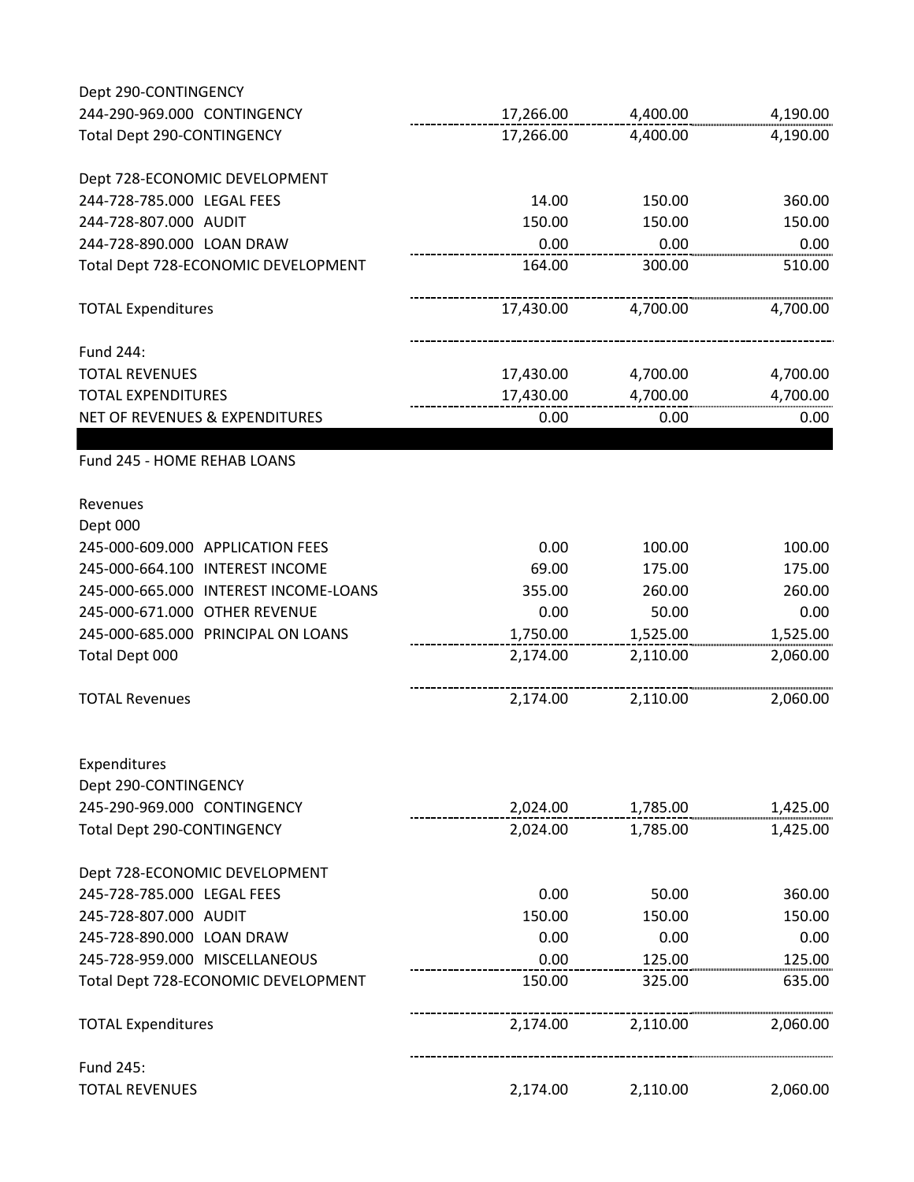| | | | |
|---|---|---|---|
| Dept 290-CONTINGENCY | | | |
| 244-290-969.000 CONTINGENCY | 17,266.00 | 4,400.00 | 4,190.00 |
| Total Dept 290-CONTINGENCY | 17,266.00 | 4,400.00 | 4,190.00 |
| | | | |
| Dept 728-ECONOMIC DEVELOPMENT | | | |
| 244-728-785.000 LEGAL FEES | 14.00 | 150.00 | 360.00 |
| 244-728-807.000 AUDIT | 150.00 | 150.00 | 150.00 |
| 244-728-890.000 LOAN DRAW | 0.00 | 0.00 | 0.00 |
| Total Dept 728-ECONOMIC DEVELOPMENT | 164.00 | 300.00 | 510.00 |
| | | | |
| TOTAL Expenditures | 17,430.00 | 4,700.00 | 4,700.00 |
| | | | |
| Fund 244: | | | |
| TOTAL REVENUES | 17,430.00 | 4,700.00 | 4,700.00 |
| TOTAL EXPENDITURES | 17,430.00 | 4,700.00 | 4,700.00 |
| NET OF REVENUES & EXPENDITURES | 0.00 | 0.00 | 0.00 |

Fund 245 - HOME REHAB LOANS

| | | | |
|---|---|---|---|
| Revenues | | | |
| Dept 000 | | | |
| 245-000-609.000 APPLICATION FEES | 0.00 | 100.00 | 100.00 |
| 245-000-664.100 INTEREST INCOME | 69.00 | 175.00 | 175.00 |
| 245-000-665.000 INTEREST INCOME-LOANS | 355.00 | 260.00 | 260.00 |
| 245-000-671.000 OTHER REVENUE | 0.00 | 50.00 | 0.00 |
| 245-000-685.000 PRINCIPAL ON LOANS | 1,750.00 | 1,525.00 | 1,525.00 |
| Total Dept 000 | 2,174.00 | 2,110.00 | 2,060.00 |
| | | | |
| TOTAL Revenues | 2,174.00 | 2,110.00 | 2,060.00 |
| | | | |
| Expenditures | | | |
| Dept 290-CONTINGENCY | | | |
| 245-290-969.000 CONTINGENCY | 2,024.00 | 1,785.00 | 1,425.00 |
| Total Dept 290-CONTINGENCY | 2,024.00 | 1,785.00 | 1,425.00 |
| | | | |
| Dept 728-ECONOMIC DEVELOPMENT | | | |
| 245-728-785.000 LEGAL FEES | 0.00 | 50.00 | 360.00 |
| 245-728-807.000 AUDIT | 150.00 | 150.00 | 150.00 |
| 245-728-890.000 LOAN DRAW | 0.00 | 0.00 | 0.00 |
| 245-728-959.000 MISCELLANEOUS | 0.00 | 125.00 | 125.00 |
| Total Dept 728-ECONOMIC DEVELOPMENT | 150.00 | 325.00 | 635.00 |
| | | | |
| TOTAL Expenditures | 2,174.00 | 2,110.00 | 2,060.00 |
| | | | |
| Fund 245: | | | |
| TOTAL REVENUES | 2,174.00 | 2,110.00 | 2,060.00 |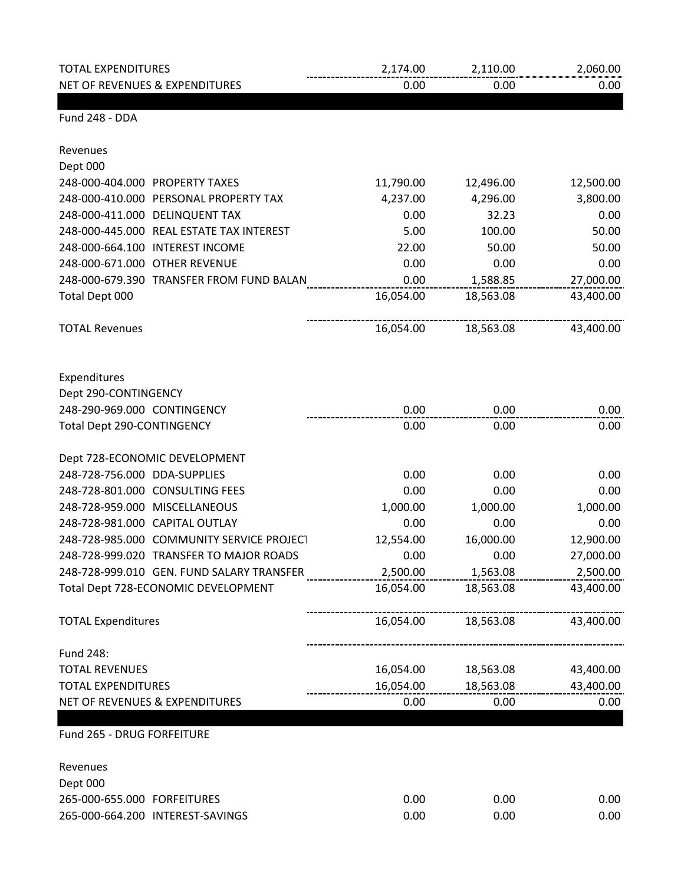| | | | |
|---|---|---|---|
| TOTAL EXPENDITURES | 2,174.00 | 2,110.00 | 2,060.00 |
| NET OF REVENUES & EXPENDITURES | 0.00 | 0.00 | 0.00 |

Fund 248 - DDA

| | | | |
|---|---|---|---|
| **Revenues** | | | |
| Dept 000 | | | |
| 248-000-404.000 PROPERTY TAXES | 11,790.00 | 12,496.00 | 12,500.00 |
| 248-000-410.000 PERSONAL PROPERTY TAX | 4,237.00 | 4,296.00 | 3,800.00 |
| 248-000-411.000 DELINQUENT TAX | 0.00 | 32.23 | 0.00 |
| 248-000-445.000 REAL ESTATE TAX INTEREST | 5.00 | 100.00 | 50.00 |
| 248-000-664.100 INTEREST INCOME | 22.00 | 50.00 | 50.00 |
| 248-000-671.000 OTHER REVENUE | 0.00 | 0.00 | 0.00 |
| 248-000-679.390 TRANSFER FROM FUND BALAN | 0.00 | 1,588.85 | 27,000.00 |
| Total Dept 000 | 16,054.00 | 18,563.08 | 43,400.00 |
| TOTAL Revenues | 16,054.00 | 18,563.08 | 43,400.00 |
| **Expenditures** | | | |
| Dept 290-CONTINGENCY | | | |
| 248-290-969.000 CONTINGENCY | 0.00 | 0.00 | 0.00 |
| Total Dept 290-CONTINGENCY | 0.00 | 0.00 | 0.00 |
| Dept 728-ECONOMIC DEVELOPMENT | | | |
| 248-728-756.000 DDA-SUPPLIES | 0.00 | 0.00 | 0.00 |
| 248-728-801.000 CONSULTING FEES | 0.00 | 0.00 | 0.00 |
| 248-728-959.000 MISCELLANEOUS | 1,000.00 | 1,000.00 | 1,000.00 |
| 248-728-981.000 CAPITAL OUTLAY | 0.00 | 0.00 | 0.00 |
| 248-728-985.000 COMMUNITY SERVICE PROJECT | 12,554.00 | 16,000.00 | 12,900.00 |
| 248-728-999.020 TRANSFER TO MAJOR ROADS | 0.00 | 0.00 | 27,000.00 |
| 248-728-999.010 GEN. FUND SALARY TRANSFER | 2,500.00 | 1,563.08 | 2,500.00 |
| Total Dept 728-ECONOMIC DEVELOPMENT | 16,054.00 | 18,563.08 | 43,400.00 |
| TOTAL Expenditures | 16,054.00 | 18,563.08 | 43,400.00 |
| Fund 248: | | | |
| TOTAL REVENUES | 16,054.00 | 18,563.08 | 43,400.00 |
| TOTAL EXPENDITURES | 16,054.00 | 18,563.08 | 43,400.00 |
| NET OF REVENUES & EXPENDITURES | 0.00 | 0.00 | 0.00 |

Fund 265 - DRUG FORFEITURE

| | | | |
|---|---|---|---|
| **Revenues** | | | |
| Dept 000 | | | |
| 265-000-655.000 FORFEITURES | 0.00 | 0.00 | 0.00 |
| 265-000-664.200 INTEREST-SAVINGS | 0.00 | 0.00 | 0.00 |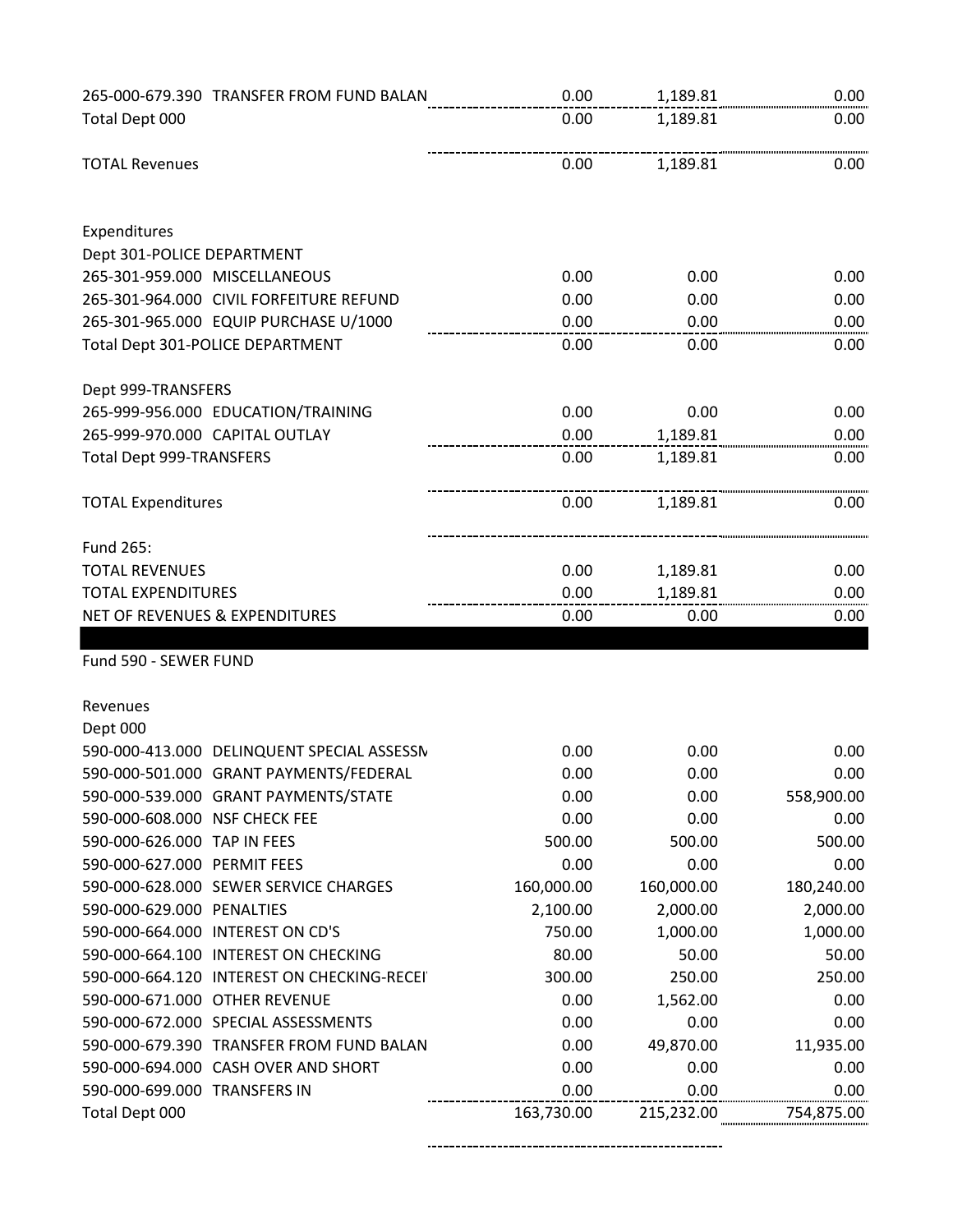| Account | Description | | | |
|---|---|---|---|---|
| 265-000-679.390 | TRANSFER FROM FUND BALAN | 0.00 | 1,189.81 | 0.00 |
| Total Dept 000 | | 0.00 | 1,189.81 | 0.00 |
| | | | | |
| TOTAL Revenues | | 0.00 | 1,189.81 | 0.00 |
| | | | | |
| Expenditures | | | | |
| Dept 301-POLICE DEPARTMENT | | | | |
| 265-301-959.000 | MISCELLANEOUS | 0.00 | 0.00 | 0.00 |
| 265-301-964.000 | CIVIL FORFEITURE REFUND | 0.00 | 0.00 | 0.00 |
| 265-301-965.000 | EQUIP PURCHASE U/1000 | 0.00 | 0.00 | 0.00 |
| Total Dept 301-POLICE DEPARTMENT | | 0.00 | 0.00 | 0.00 |
| | | | | |
| Dept 999-TRANSFERS | | | | |
| 265-999-956.000 | EDUCATION/TRAINING | 0.00 | 0.00 | 0.00 |
| 265-999-970.000 | CAPITAL OUTLAY | 0.00 | 1,189.81 | 0.00 |
| Total Dept 999-TRANSFERS | | 0.00 | 1,189.81 | 0.00 |
| | | | | |
| TOTAL Expenditures | | 0.00 | 1,189.81 | 0.00 |
| | | | | |
| Fund 265: | | | | |
| TOTAL REVENUES | | 0.00 | 1,189.81 | 0.00 |
| TOTAL EXPENDITURES | | 0.00 | 1,189.81 | 0.00 |
| NET OF REVENUES & EXPENDITURES | | 0.00 | 0.00 | 0.00 |

Fund 590 - SEWER FUND

| Account | Description | | | |
|---|---|---|---|---|
| Revenues | | | | |
| Dept 000 | | | | |
| 590-000-413.000 | DELINQUENT SPECIAL ASSESSM | 0.00 | 0.00 | 0.00 |
| 590-000-501.000 | GRANT PAYMENTS/FEDERAL | 0.00 | 0.00 | 0.00 |
| 590-000-539.000 | GRANT PAYMENTS/STATE | 0.00 | 0.00 | 558,900.00 |
| 590-000-608.000 | NSF CHECK FEE | 0.00 | 0.00 | 0.00 |
| 590-000-626.000 | TAP IN FEES | 500.00 | 500.00 | 500.00 |
| 590-000-627.000 | PERMIT FEES | 0.00 | 0.00 | 0.00 |
| 590-000-628.000 | SEWER SERVICE CHARGES | 160,000.00 | 160,000.00 | 180,240.00 |
| 590-000-629.000 | PENALTIES | 2,100.00 | 2,000.00 | 2,000.00 |
| 590-000-664.000 | INTEREST ON CD'S | 750.00 | 1,000.00 | 1,000.00 |
| 590-000-664.100 | INTEREST ON CHECKING | 80.00 | 50.00 | 50.00 |
| 590-000-664.120 | INTEREST ON CHECKING-RECEI | 300.00 | 250.00 | 250.00 |
| 590-000-671.000 | OTHER REVENUE | 0.00 | 1,562.00 | 0.00 |
| 590-000-672.000 | SPECIAL ASSESSMENTS | 0.00 | 0.00 | 0.00 |
| 590-000-679.390 | TRANSFER FROM FUND BALAN | 0.00 | 49,870.00 | 11,935.00 |
| 590-000-694.000 | CASH OVER AND SHORT | 0.00 | 0.00 | 0.00 |
| 590-000-699.000 | TRANSFERS IN | 0.00 | 0.00 | 0.00 |
| Total Dept 000 | | 163,730.00 | 215,232.00 | 754,875.00 |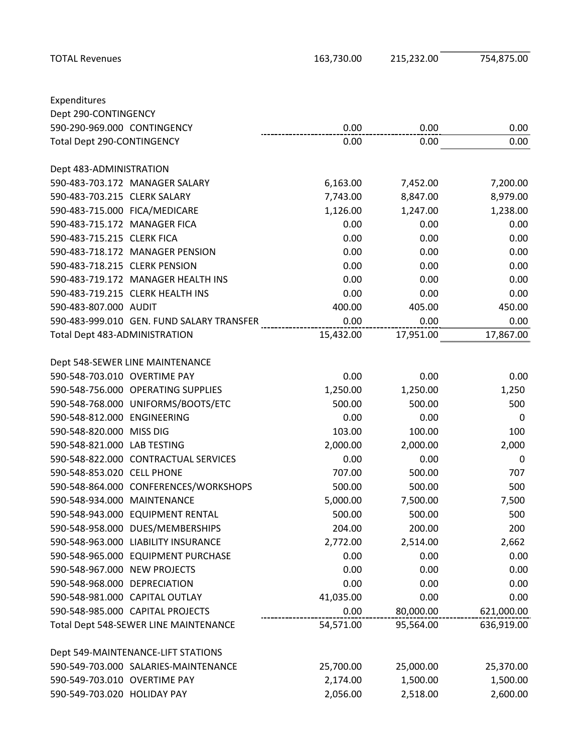| | | | |
|---|---|---|---|
| TOTAL Revenues | 163,730.00 | 215,232.00 | 754,875.00 |
| | | | |
| Expenditures | | | |
| Dept 290-CONTINGENCY | | | |
| 590-290-969.000 CONTINGENCY | 0.00 | 0.00 | 0.00 |
| Total Dept 290-CONTINGENCY | 0.00 | 0.00 | 0.00 |
| | | | |
| Dept 483-ADMINISTRATION | | | |
| 590-483-703.172 MANAGER SALARY | 6,163.00 | 7,452.00 | 7,200.00 |
| 590-483-703.215 CLERK SALARY | 7,743.00 | 8,847.00 | 8,979.00 |
| 590-483-715.000 FICA/MEDICARE | 1,126.00 | 1,247.00 | 1,238.00 |
| 590-483-715.172 MANAGER FICA | 0.00 | 0.00 | 0.00 |
| 590-483-715.215 CLERK FICA | 0.00 | 0.00 | 0.00 |
| 590-483-718.172 MANAGER PENSION | 0.00 | 0.00 | 0.00 |
| 590-483-718.215 CLERK PENSION | 0.00 | 0.00 | 0.00 |
| 590-483-719.172 MANAGER HEALTH INS | 0.00 | 0.00 | 0.00 |
| 590-483-719.215 CLERK HEALTH INS | 0.00 | 0.00 | 0.00 |
| 590-483-807.000 AUDIT | 400.00 | 405.00 | 450.00 |
| 590-483-999.010 GEN. FUND SALARY TRANSFER | 0.00 | 0.00 | 0.00 |
| Total Dept 483-ADMINISTRATION | 15,432.00 | 17,951.00 | 17,867.00 |
| | | | |
| Dept 548-SEWER LINE MAINTENANCE | | | |
| 590-548-703.010 OVERTIME PAY | 0.00 | 0.00 | 0.00 |
| 590-548-756.000 OPERATING SUPPLIES | 1,250.00 | 1,250.00 | 1,250 |
| 590-548-768.000 UNIFORMS/BOOTS/ETC | 500.00 | 500.00 | 500 |
| 590-548-812.000 ENGINEERING | 0.00 | 0.00 | 0 |
| 590-548-820.000 MISS DIG | 103.00 | 100.00 | 100 |
| 590-548-821.000 LAB TESTING | 2,000.00 | 2,000.00 | 2,000 |
| 590-548-822.000 CONTRACTUAL SERVICES | 0.00 | 0.00 | 0 |
| 590-548-853.020 CELL PHONE | 707.00 | 500.00 | 707 |
| 590-548-864.000 CONFERENCES/WORKSHOPS | 500.00 | 500.00 | 500 |
| 590-548-934.000 MAINTENANCE | 5,000.00 | 7,500.00 | 7,500 |
| 590-548-943.000 EQUIPMENT RENTAL | 500.00 | 500.00 | 500 |
| 590-548-958.000 DUES/MEMBERSHIPS | 204.00 | 200.00 | 200 |
| 590-548-963.000 LIABILITY INSURANCE | 2,772.00 | 2,514.00 | 2,662 |
| 590-548-965.000 EQUIPMENT PURCHASE | 0.00 | 0.00 | 0.00 |
| 590-548-967.000 NEW PROJECTS | 0.00 | 0.00 | 0.00 |
| 590-548-968.000 DEPRECIATION | 0.00 | 0.00 | 0.00 |
| 590-548-981.000 CAPITAL OUTLAY | 41,035.00 | 0.00 | 0.00 |
| 590-548-985.000 CAPITAL PROJECTS | 0.00 | 80,000.00 | 621,000.00 |
| Total Dept 548-SEWER LINE MAINTENANCE | 54,571.00 | 95,564.00 | 636,919.00 |
| | | | |
| Dept 549-MAINTENANCE-LIFT STATIONS | | | |
| 590-549-703.000 SALARIES-MAINTENANCE | 25,700.00 | 25,000.00 | 25,370.00 |
| 590-549-703.010 OVERTIME PAY | 2,174.00 | 1,500.00 | 1,500.00 |
| 590-549-703.020 HOLIDAY PAY | 2,056.00 | 2,518.00 | 2,600.00 |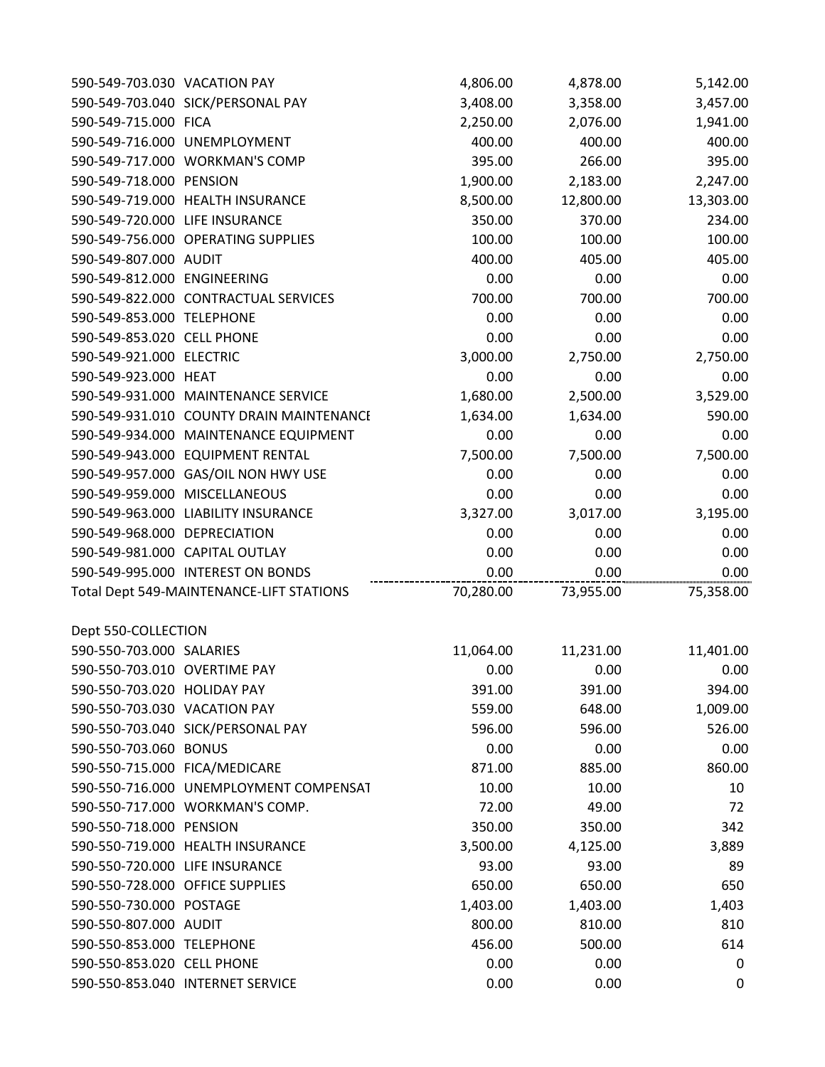| | | | | |
|---|---|---|---|---|
| 590-549-703.030 | VACATION PAY | 4,806.00 | 4,878.00 | 5,142.00 |
| 590-549-703.040 | SICK/PERSONAL PAY | 3,408.00 | 3,358.00 | 3,457.00 |
| 590-549-715.000 | FICA | 2,250.00 | 2,076.00 | 1,941.00 |
| 590-549-716.000 | UNEMPLOYMENT | 400.00 | 400.00 | 400.00 |
| 590-549-717.000 | WORKMAN'S COMP | 395.00 | 266.00 | 395.00 |
| 590-549-718.000 | PENSION | 1,900.00 | 2,183.00 | 2,247.00 |
| 590-549-719.000 | HEALTH INSURANCE | 8,500.00 | 12,800.00 | 13,303.00 |
| 590-549-720.000 | LIFE INSURANCE | 350.00 | 370.00 | 234.00 |
| 590-549-756.000 | OPERATING SUPPLIES | 100.00 | 100.00 | 100.00 |
| 590-549-807.000 | AUDIT | 400.00 | 405.00 | 405.00 |
| 590-549-812.000 | ENGINEERING | 0.00 | 0.00 | 0.00 |
| 590-549-822.000 | CONTRACTUAL SERVICES | 700.00 | 700.00 | 700.00 |
| 590-549-853.000 | TELEPHONE | 0.00 | 0.00 | 0.00 |
| 590-549-853.020 | CELL PHONE | 0.00 | 0.00 | 0.00 |
| 590-549-921.000 | ELECTRIC | 3,000.00 | 2,750.00 | 2,750.00 |
| 590-549-923.000 | HEAT | 0.00 | 0.00 | 0.00 |
| 590-549-931.000 | MAINTENANCE SERVICE | 1,680.00 | 2,500.00 | 3,529.00 |
| 590-549-931.010 | COUNTY DRAIN MAINTENANCE | 1,634.00 | 1,634.00 | 590.00 |
| 590-549-934.000 | MAINTENANCE EQUIPMENT | 0.00 | 0.00 | 0.00 |
| 590-549-943.000 | EQUIPMENT RENTAL | 7,500.00 | 7,500.00 | 7,500.00 |
| 590-549-957.000 | GAS/OIL NON HWY USE | 0.00 | 0.00 | 0.00 |
| 590-549-959.000 | MISCELLANEOUS | 0.00 | 0.00 | 0.00 |
| 590-549-963.000 | LIABILITY INSURANCE | 3,327.00 | 3,017.00 | 3,195.00 |
| 590-549-968.000 | DEPRECIATION | 0.00 | 0.00 | 0.00 |
| 590-549-981.000 | CAPITAL OUTLAY | 0.00 | 0.00 | 0.00 |
| 590-549-995.000 | INTEREST ON BONDS | 0.00 | 0.00 | 0.00 |
| Total Dept 549-MAINTENANCE-LIFT STATIONS | | 70,280.00 | 73,955.00 | 75,358.00 |
| | | | | |
| Dept 550-COLLECTION | | | | |
| 590-550-703.000 | SALARIES | 11,064.00 | 11,231.00 | 11,401.00 |
| 590-550-703.010 | OVERTIME PAY | 0.00 | 0.00 | 0.00 |
| 590-550-703.020 | HOLIDAY PAY | 391.00 | 391.00 | 394.00 |
| 590-550-703.030 | VACATION PAY | 559.00 | 648.00 | 1,009.00 |
| 590-550-703.040 | SICK/PERSONAL PAY | 596.00 | 596.00 | 526.00 |
| 590-550-703.060 | BONUS | 0.00 | 0.00 | 0.00 |
| 590-550-715.000 | FICA/MEDICARE | 871.00 | 885.00 | 860.00 |
| 590-550-716.000 | UNEMPLOYMENT COMPENSAT | 10.00 | 10.00 | 10 |
| 590-550-717.000 | WORKMAN'S COMP. | 72.00 | 49.00 | 72 |
| 590-550-718.000 | PENSION | 350.00 | 350.00 | 342 |
| 590-550-719.000 | HEALTH INSURANCE | 3,500.00 | 4,125.00 | 3,889 |
| 590-550-720.000 | LIFE INSURANCE | 93.00 | 93.00 | 89 |
| 590-550-728.000 | OFFICE SUPPLIES | 650.00 | 650.00 | 650 |
| 590-550-730.000 | POSTAGE | 1,403.00 | 1,403.00 | 1,403 |
| 590-550-807.000 | AUDIT | 800.00 | 810.00 | 810 |
| 590-550-853.000 | TELEPHONE | 456.00 | 500.00 | 614 |
| 590-550-853.020 | CELL PHONE | 0.00 | 0.00 | 0 |
| 590-550-853.040 | INTERNET SERVICE | 0.00 | 0.00 | 0 |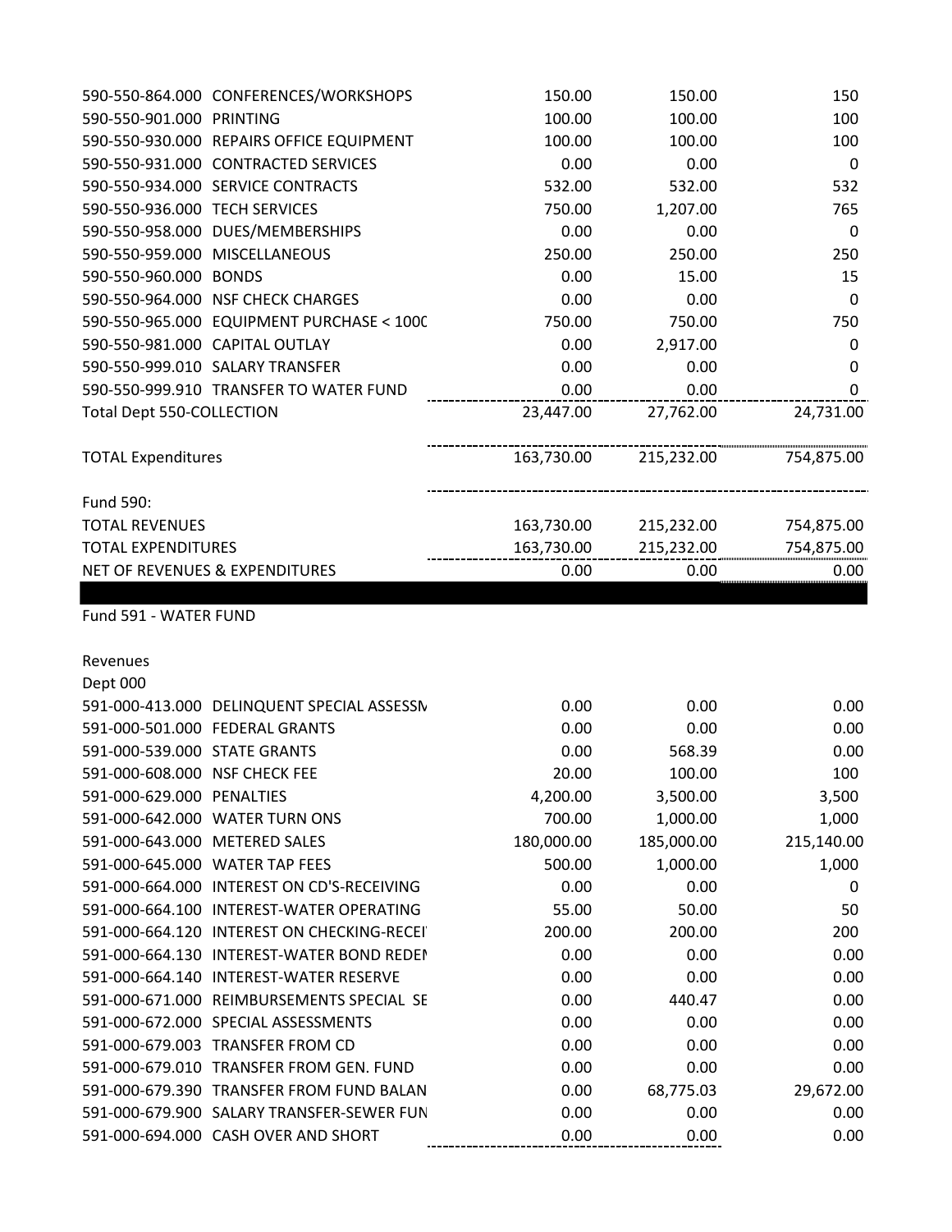| | | | | |
|---|---|---|---|---|
| 590-550-864.000 | CONFERENCES/WORKSHOPS | 150.00 | 150.00 | 150 |
| 590-550-901.000 | PRINTING | 100.00 | 100.00 | 100 |
| 590-550-930.000 | REPAIRS OFFICE EQUIPMENT | 100.00 | 100.00 | 100 |
| 590-550-931.000 | CONTRACTED SERVICES | 0.00 | 0.00 | 0 |
| 590-550-934.000 | SERVICE CONTRACTS | 532.00 | 532.00 | 532 |
| 590-550-936.000 | TECH SERVICES | 750.00 | 1,207.00 | 765 |
| 590-550-958.000 | DUES/MEMBERSHIPS | 0.00 | 0.00 | 0 |
| 590-550-959.000 | MISCELLANEOUS | 250.00 | 250.00 | 250 |
| 590-550-960.000 | BONDS | 0.00 | 15.00 | 15 |
| 590-550-964.000 | NSF CHECK CHARGES | 0.00 | 0.00 | 0 |
| 590-550-965.000 | EQUIPMENT PURCHASE < 100C | 750.00 | 750.00 | 750 |
| 590-550-981.000 | CAPITAL OUTLAY | 0.00 | 2,917.00 | 0 |
| 590-550-999.010 | SALARY TRANSFER | 0.00 | 0.00 | 0 |
| 590-550-999.910 | TRANSFER TO WATER FUND | 0.00 | 0.00 | 0 |
| Total Dept 550-COLLECTION | | 23,447.00 | 27,762.00 | 24,731.00 |
| | | | | |
| TOTAL Expenditures | | 163,730.00 | 215,232.00 | 754,875.00 |
| | | | | |
| Fund 590: | | | | |
| TOTAL REVENUES | | 163,730.00 | 215,232.00 | 754,875.00 |
| TOTAL EXPENDITURES | | 163,730.00 | 215,232.00 | 754,875.00 |
| NET OF REVENUES & EXPENDITURES | | 0.00 | 0.00 | 0.00 |

Fund 591 - WATER FUND

Revenues

Dept 000

| | | | | |
|---|---|---|---|---|
| 591-000-413.000 | DELINQUENT SPECIAL ASSESSM | 0.00 | 0.00 | 0.00 |
| 591-000-501.000 | FEDERAL GRANTS | 0.00 | 0.00 | 0.00 |
| 591-000-539.000 | STATE GRANTS | 0.00 | 568.39 | 0.00 |
| 591-000-608.000 | NSF CHECK FEE | 20.00 | 100.00 | 100 |
| 591-000-629.000 | PENALTIES | 4,200.00 | 3,500.00 | 3,500 |
| 591-000-642.000 | WATER TURN ONS | 700.00 | 1,000.00 | 1,000 |
| 591-000-643.000 | METERED SALES | 180,000.00 | 185,000.00 | 215,140.00 |
| 591-000-645.000 | WATER TAP FEES | 500.00 | 1,000.00 | 1,000 |
| 591-000-664.000 | INTEREST ON CD'S-RECEIVING | 0.00 | 0.00 | 0 |
| 591-000-664.100 | INTEREST-WATER OPERATING | 55.00 | 50.00 | 50 |
| 591-000-664.120 | INTEREST ON CHECKING-RECEI | 200.00 | 200.00 | 200 |
| 591-000-664.130 | INTEREST-WATER BOND REDEM | 0.00 | 0.00 | 0.00 |
| 591-000-664.140 | INTEREST-WATER RESERVE | 0.00 | 0.00 | 0.00 |
| 591-000-671.000 | REIMBURSEMENTS SPECIAL SE | 0.00 | 440.47 | 0.00 |
| 591-000-672.000 | SPECIAL ASSESSMENTS | 0.00 | 0.00 | 0.00 |
| 591-000-679.003 | TRANSFER FROM CD | 0.00 | 0.00 | 0.00 |
| 591-000-679.010 | TRANSFER FROM GEN. FUND | 0.00 | 0.00 | 0.00 |
| 591-000-679.390 | TRANSFER FROM FUND BALAN | 0.00 | 68,775.03 | 29,672.00 |
| 591-000-679.900 | SALARY TRANSFER-SEWER FUN | 0.00 | 0.00 | 0.00 |
| 591-000-694.000 | CASH OVER AND SHORT | 0.00 | 0.00 | 0.00 |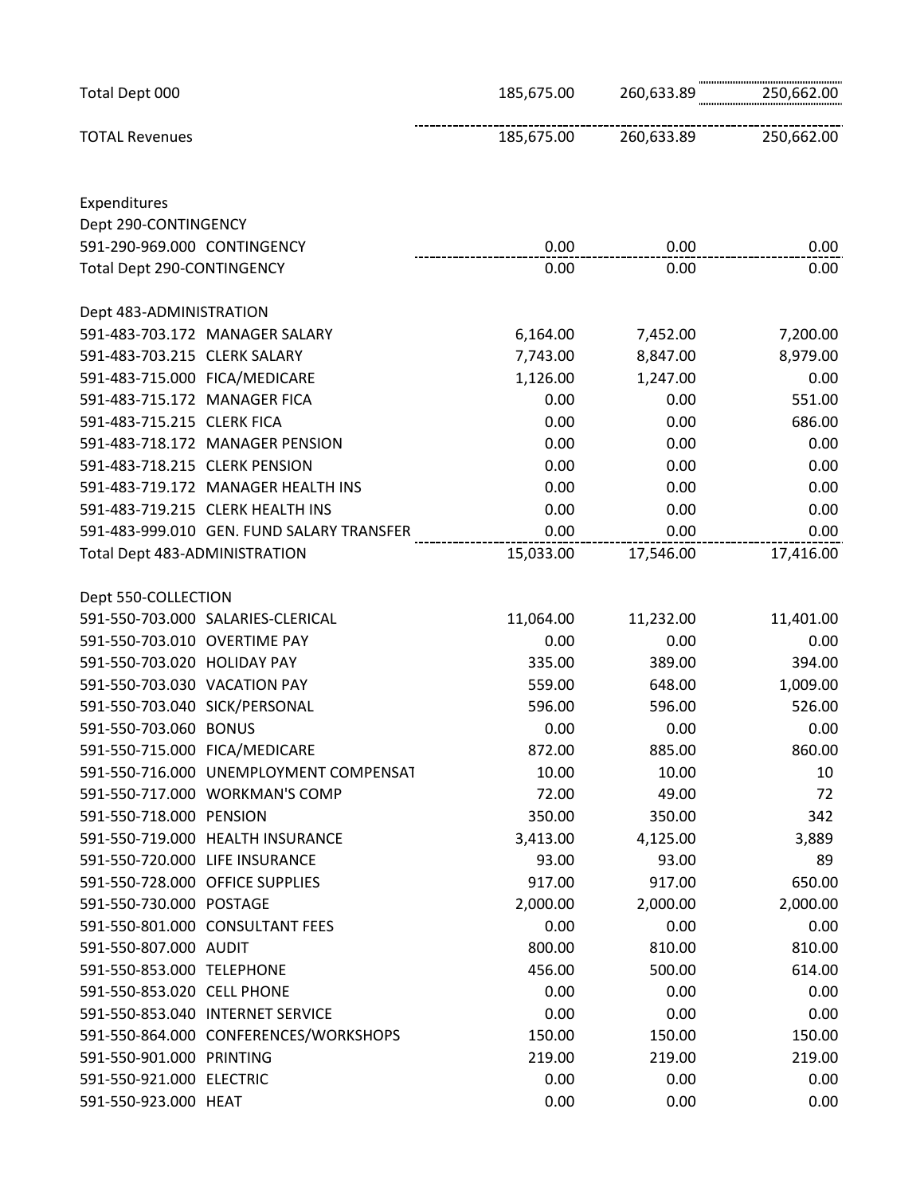| | | | |
|---|---|---|---|
| Total Dept 000 | 185,675.00 | 260,633.89 | 250,662.00 |
| TOTAL Revenues | 185,675.00 | 260,633.89 | 250,662.00 |
| | | | |
| Expenditures | | | |
| Dept 290-CONTINGENCY | | | |
| 591-290-969.000 CONTINGENCY | 0.00 | 0.00 | 0.00 |
| Total Dept 290-CONTINGENCY | 0.00 | 0.00 | 0.00 |
| | | | |
| Dept 483-ADMINISTRATION | | | |
| 591-483-703.172 MANAGER SALARY | 6,164.00 | 7,452.00 | 7,200.00 |
| 591-483-703.215 CLERK SALARY | 7,743.00 | 8,847.00 | 8,979.00 |
| 591-483-715.000 FICA/MEDICARE | 1,126.00 | 1,247.00 | 0.00 |
| 591-483-715.172 MANAGER FICA | 0.00 | 0.00 | 551.00 |
| 591-483-715.215 CLERK FICA | 0.00 | 0.00 | 686.00 |
| 591-483-718.172 MANAGER PENSION | 0.00 | 0.00 | 0.00 |
| 591-483-718.215 CLERK PENSION | 0.00 | 0.00 | 0.00 |
| 591-483-719.172 MANAGER HEALTH INS | 0.00 | 0.00 | 0.00 |
| 591-483-719.215 CLERK HEALTH INS | 0.00 | 0.00 | 0.00 |
| 591-483-999.010 GEN. FUND SALARY TRANSFER | 0.00 | 0.00 | 0.00 |
| Total Dept 483-ADMINISTRATION | 15,033.00 | 17,546.00 | 17,416.00 |
| | | | |
| Dept 550-COLLECTION | | | |
| 591-550-703.000 SALARIES-CLERICAL | 11,064.00 | 11,232.00 | 11,401.00 |
| 591-550-703.010 OVERTIME PAY | 0.00 | 0.00 | 0.00 |
| 591-550-703.020 HOLIDAY PAY | 335.00 | 389.00 | 394.00 |
| 591-550-703.030 VACATION PAY | 559.00 | 648.00 | 1,009.00 |
| 591-550-703.040 SICK/PERSONAL | 596.00 | 596.00 | 526.00 |
| 591-550-703.060 BONUS | 0.00 | 0.00 | 0.00 |
| 591-550-715.000 FICA/MEDICARE | 872.00 | 885.00 | 860.00 |
| 591-550-716.000 UNEMPLOYMENT COMPENSAT | 10.00 | 10.00 | 10 |
| 591-550-717.000 WORKMAN'S COMP | 72.00 | 49.00 | 72 |
| 591-550-718.000 PENSION | 350.00 | 350.00 | 342 |
| 591-550-719.000 HEALTH INSURANCE | 3,413.00 | 4,125.00 | 3,889 |
| 591-550-720.000 LIFE INSURANCE | 93.00 | 93.00 | 89 |
| 591-550-728.000 OFFICE SUPPLIES | 917.00 | 917.00 | 650.00 |
| 591-550-730.000 POSTAGE | 2,000.00 | 2,000.00 | 2,000.00 |
| 591-550-801.000 CONSULTANT FEES | 0.00 | 0.00 | 0.00 |
| 591-550-807.000 AUDIT | 800.00 | 810.00 | 810.00 |
| 591-550-853.000 TELEPHONE | 456.00 | 500.00 | 614.00 |
| 591-550-853.020 CELL PHONE | 0.00 | 0.00 | 0.00 |
| 591-550-853.040 INTERNET SERVICE | 0.00 | 0.00 | 0.00 |
| 591-550-864.000 CONFERENCES/WORKSHOPS | 150.00 | 150.00 | 150.00 |
| 591-550-901.000 PRINTING | 219.00 | 219.00 | 219.00 |
| 591-550-921.000 ELECTRIC | 0.00 | 0.00 | 0.00 |
| 591-550-923.000 HEAT | 0.00 | 0.00 | 0.00 |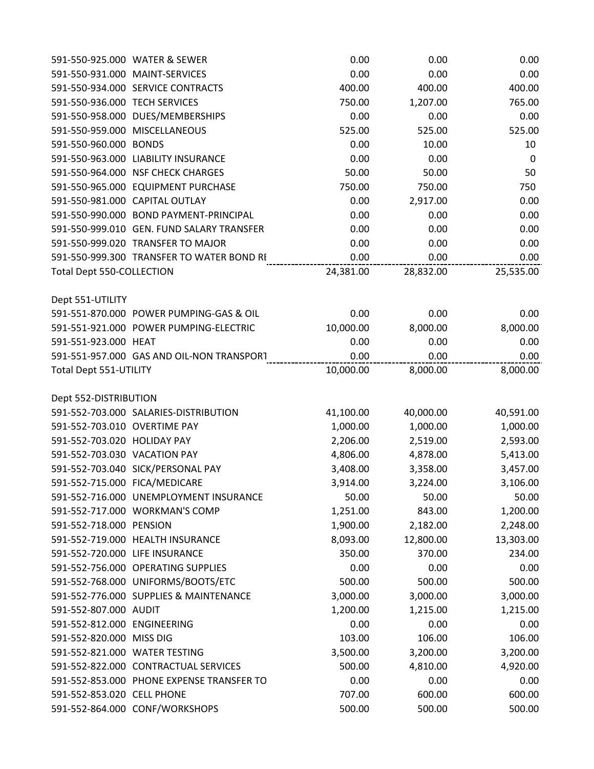| Account | Description | | | |
|---|---|---|---|---|
| 591-550-925.000 | WATER & SEWER | 0.00 | 0.00 | 0.00 |
| 591-550-931.000 | MAINT-SERVICES | 0.00 | 0.00 | 0.00 |
| 591-550-934.000 | SERVICE CONTRACTS | 400.00 | 400.00 | 400.00 |
| 591-550-936.000 | TECH SERVICES | 750.00 | 1,207.00 | 765.00 |
| 591-550-958.000 | DUES/MEMBERSHIPS | 0.00 | 0.00 | 0.00 |
| 591-550-959.000 | MISCELLANEOUS | 525.00 | 525.00 | 525.00 |
| 591-550-960.000 | BONDS | 0.00 | 10.00 | 10 |
| 591-550-963.000 | LIABILITY INSURANCE | 0.00 | 0.00 | 0 |
| 591-550-964.000 | NSF CHECK CHARGES | 50.00 | 50.00 | 50 |
| 591-550-965.000 | EQUIPMENT PURCHASE | 750.00 | 750.00 | 750 |
| 591-550-981.000 | CAPITAL OUTLAY | 0.00 | 2,917.00 | 0.00 |
| 591-550-990.000 | BOND PAYMENT-PRINCIPAL | 0.00 | 0.00 | 0.00 |
| 591-550-999.010 | GEN. FUND SALARY TRANSFER | 0.00 | 0.00 | 0.00 |
| 591-550-999.020 | TRANSFER TO MAJOR | 0.00 | 0.00 | 0.00 |
| 591-550-999.300 | TRANSFER TO WATER BOND RI | 0.00 | 0.00 | 0.00 |
| Total Dept 550-COLLECTION | | 24,381.00 | 28,832.00 | 25,535.00 |
| | | | | |
| Dept 551-UTILITY | | | | |
| 591-551-870.000 | POWER PUMPING-GAS & OIL | 0.00 | 0.00 | 0.00 |
| 591-551-921.000 | POWER PUMPING-ELECTRIC | 10,000.00 | 8,000.00 | 8,000.00 |
| 591-551-923.000 | HEAT | 0.00 | 0.00 | 0.00 |
| 591-551-957.000 | GAS AND OIL-NON TRANSPORT | 0.00 | 0.00 | 0.00 |
| Total Dept 551-UTILITY | | 10,000.00 | 8,000.00 | 8,000.00 |
| | | | | |
| Dept 552-DISTRIBUTION | | | | |
| 591-552-703.000 | SALARIES-DISTRIBUTION | 41,100.00 | 40,000.00 | 40,591.00 |
| 591-552-703.010 | OVERTIME PAY | 1,000.00 | 1,000.00 | 1,000.00 |
| 591-552-703.020 | HOLIDAY PAY | 2,206.00 | 2,519.00 | 2,593.00 |
| 591-552-703.030 | VACATION PAY | 4,806.00 | 4,878.00 | 5,413.00 |
| 591-552-703.040 | SICK/PERSONAL PAY | 3,408.00 | 3,358.00 | 3,457.00 |
| 591-552-715.000 | FICA/MEDICARE | 3,914.00 | 3,224.00 | 3,106.00 |
| 591-552-716.000 | UNEMPLOYMENT INSURANCE | 50.00 | 50.00 | 50.00 |
| 591-552-717.000 | WORKMAN'S COMP | 1,251.00 | 843.00 | 1,200.00 |
| 591-552-718.000 | PENSION | 1,900.00 | 2,182.00 | 2,248.00 |
| 591-552-719.000 | HEALTH INSURANCE | 8,093.00 | 12,800.00 | 13,303.00 |
| 591-552-720.000 | LIFE INSURANCE | 350.00 | 370.00 | 234.00 |
| 591-552-756.000 | OPERATING SUPPLIES | 0.00 | 0.00 | 0.00 |
| 591-552-768.000 | UNIFORMS/BOOTS/ETC | 500.00 | 500.00 | 500.00 |
| 591-552-776.000 | SUPPLIES & MAINTENANCE | 3,000.00 | 3,000.00 | 3,000.00 |
| 591-552-807.000 | AUDIT | 1,200.00 | 1,215.00 | 1,215.00 |
| 591-552-812.000 | ENGINEERING | 0.00 | 0.00 | 0.00 |
| 591-552-820.000 | MISS DIG | 103.00 | 106.00 | 106.00 |
| 591-552-821.000 | WATER TESTING | 3,500.00 | 3,200.00 | 3,200.00 |
| 591-552-822.000 | CONTRACTUAL SERVICES | 500.00 | 4,810.00 | 4,920.00 |
| 591-552-853.000 | PHONE EXPENSE TRANSFER TO | 0.00 | 0.00 | 0.00 |
| 591-552-853.020 | CELL PHONE | 707.00 | 600.00 | 600.00 |
| 591-552-864.000 | CONF/WORKSHOPS | 500.00 | 500.00 | 500.00 |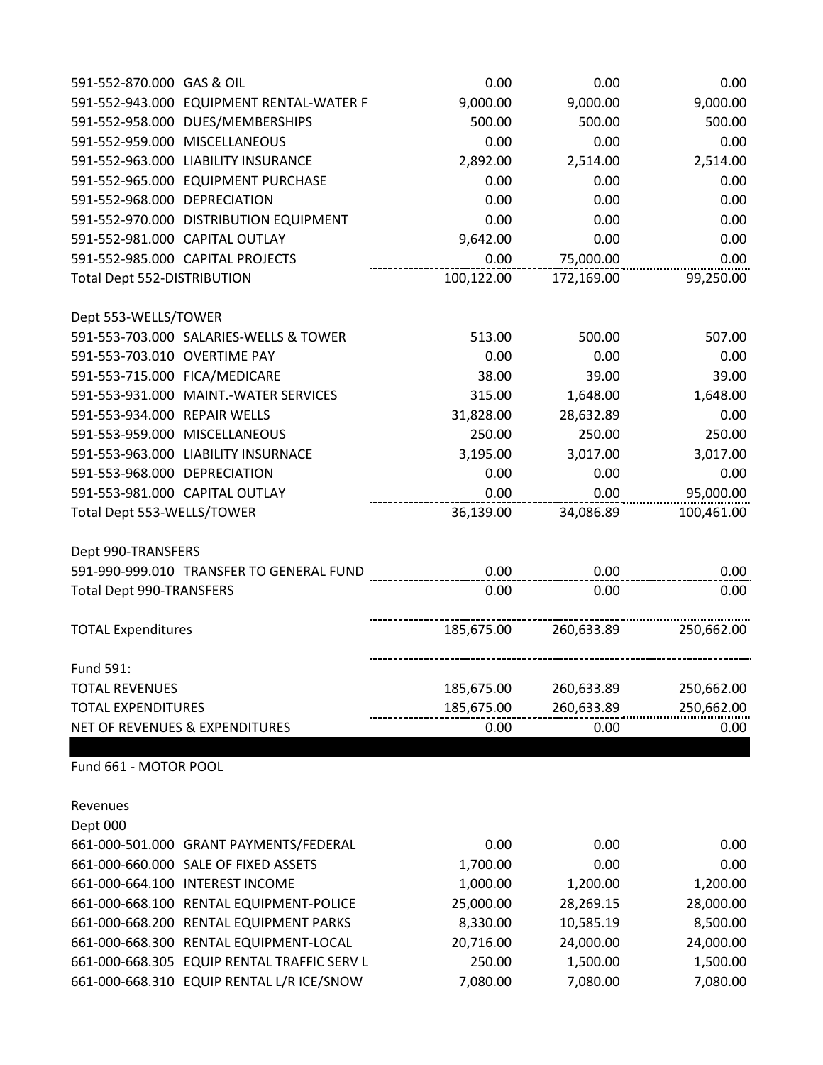| Account | Description | | | |
|---|---|---|---|---|
| 591-552-870.000 | GAS & OIL | 0.00 | 0.00 | 0.00 |
| 591-552-943.000 | EQUIPMENT RENTAL-WATER F | 9,000.00 | 9,000.00 | 9,000.00 |
| 591-552-958.000 | DUES/MEMBERSHIPS | 500.00 | 500.00 | 500.00 |
| 591-552-959.000 | MISCELLANEOUS | 0.00 | 0.00 | 0.00 |
| 591-552-963.000 | LIABILITY INSURANCE | 2,892.00 | 2,514.00 | 2,514.00 |
| 591-552-965.000 | EQUIPMENT PURCHASE | 0.00 | 0.00 | 0.00 |
| 591-552-968.000 | DEPRECIATION | 0.00 | 0.00 | 0.00 |
| 591-552-970.000 | DISTRIBUTION EQUIPMENT | 0.00 | 0.00 | 0.00 |
| 591-552-981.000 | CAPITAL OUTLAY | 9,642.00 | 0.00 | 0.00 |
| 591-552-985.000 | CAPITAL PROJECTS | 0.00 | 75,000.00 | 0.00 |
| Total Dept 552-DISTRIBUTION | | 100,122.00 | 172,169.00 | 99,250.00 |
| | | | | |
| Dept 553-WELLS/TOWER | | | | |
| 591-553-703.000 | SALARIES-WELLS & TOWER | 513.00 | 500.00 | 507.00 |
| 591-553-703.010 | OVERTIME PAY | 0.00 | 0.00 | 0.00 |
| 591-553-715.000 | FICA/MEDICARE | 38.00 | 39.00 | 39.00 |
| 591-553-931.000 | MAINT.-WATER SERVICES | 315.00 | 1,648.00 | 1,648.00 |
| 591-553-934.000 | REPAIR WELLS | 31,828.00 | 28,632.89 | 0.00 |
| 591-553-959.000 | MISCELLANEOUS | 250.00 | 250.00 | 250.00 |
| 591-553-963.000 | LIABILITY INSURNACE | 3,195.00 | 3,017.00 | 3,017.00 |
| 591-553-968.000 | DEPRECIATION | 0.00 | 0.00 | 0.00 |
| 591-553-981.000 | CAPITAL OUTLAY | 0.00 | 0.00 | 95,000.00 |
| Total Dept 553-WELLS/TOWER | | 36,139.00 | 34,086.89 | 100,461.00 |
| | | | | |
| Dept 990-TRANSFERS | | | | |
| 591-990-999.010 | TRANSFER TO GENERAL FUND | 0.00 | 0.00 | 0.00 |
| Total Dept 990-TRANSFERS | | 0.00 | 0.00 | 0.00 |
| | | | | |
| TOTAL Expenditures | | 185,675.00 | 260,633.89 | 250,662.00 |
| | | | | |
| Fund 591: | | | | |
| TOTAL REVENUES | | 185,675.00 | 260,633.89 | 250,662.00 |
| TOTAL EXPENDITURES | | 185,675.00 | 260,633.89 | 250,662.00 |
| NET OF REVENUES & EXPENDITURES | | 0.00 | 0.00 | 0.00 |

Fund 661 - MOTOR POOL

Revenues

Dept 000

| Account | Description | | | |
|---|---|---|---|---|
| 661-000-501.000 | GRANT PAYMENTS/FEDERAL | 0.00 | 0.00 | 0.00 |
| 661-000-660.000 | SALE OF FIXED ASSETS | 1,700.00 | 0.00 | 0.00 |
| 661-000-664.100 | INTEREST INCOME | 1,000.00 | 1,200.00 | 1,200.00 |
| 661-000-668.100 | RENTAL EQUIPMENT-POLICE | 25,000.00 | 28,269.15 | 28,000.00 |
| 661-000-668.200 | RENTAL EQUIPMENT PARKS | 8,330.00 | 10,585.19 | 8,500.00 |
| 661-000-668.300 | RENTAL EQUIPMENT-LOCAL | 20,716.00 | 24,000.00 | 24,000.00 |
| 661-000-668.305 | EQUIP RENTAL TRAFFIC SERV L | 250.00 | 1,500.00 | 1,500.00 |
| 661-000-668.310 | EQUIP RENTAL L/R ICE/SNOW | 7,080.00 | 7,080.00 | 7,080.00 |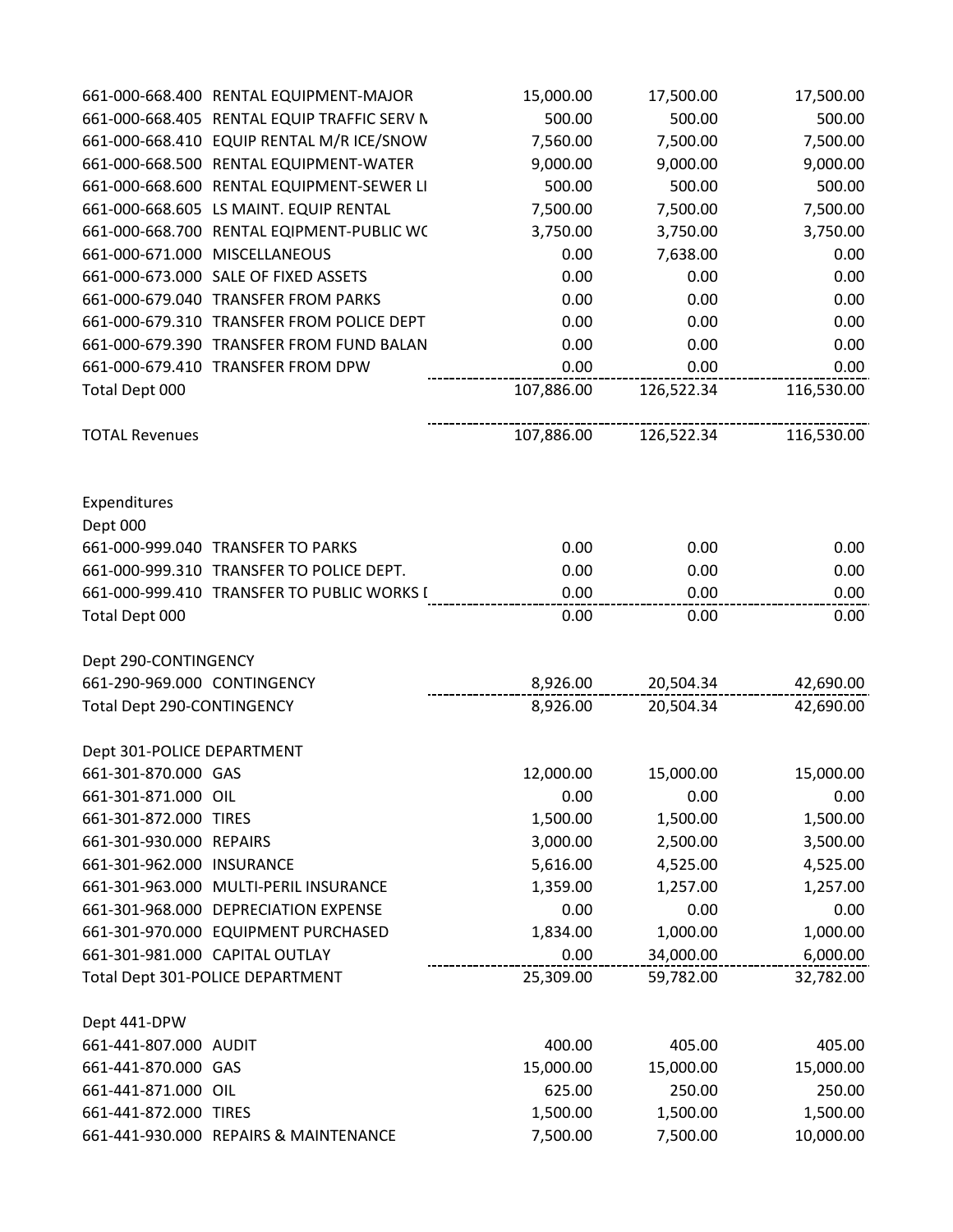| Account | Description | | | |
|---|---|---|---|---|
| 661-000-668.400 | RENTAL EQUIPMENT-MAJOR | 15,000.00 | 17,500.00 | 17,500.00 |
| 661-000-668.405 | RENTAL EQUIP TRAFFIC SERV M | 500.00 | 500.00 | 500.00 |
| 661-000-668.410 | EQUIP RENTAL M/R ICE/SNOW | 7,560.00 | 7,500.00 | 7,500.00 |
| 661-000-668.500 | RENTAL EQUIPMENT-WATER | 9,000.00 | 9,000.00 | 9,000.00 |
| 661-000-668.600 | RENTAL EQUIPMENT-SEWER LI | 500.00 | 500.00 | 500.00 |
| 661-000-668.605 | LS MAINT. EQUIP RENTAL | 7,500.00 | 7,500.00 | 7,500.00 |
| 661-000-668.700 | RENTAL EQIPMENT-PUBLIC WC | 3,750.00 | 3,750.00 | 3,750.00 |
| 661-000-671.000 | MISCELLANEOUS | 0.00 | 7,638.00 | 0.00 |
| 661-000-673.000 | SALE OF FIXED ASSETS | 0.00 | 0.00 | 0.00 |
| 661-000-679.040 | TRANSFER FROM PARKS | 0.00 | 0.00 | 0.00 |
| 661-000-679.310 | TRANSFER FROM POLICE DEPT | 0.00 | 0.00 | 0.00 |
| 661-000-679.390 | TRANSFER FROM FUND BALAN | 0.00 | 0.00 | 0.00 |
| 661-000-679.410 | TRANSFER FROM DPW | 0.00 | 0.00 | 0.00 |
| Total Dept 000 | | 107,886.00 | 126,522.34 | 116,530.00 |
| | | | | |
| TOTAL Revenues | | 107,886.00 | 126,522.34 | 116,530.00 |
| | | | | |
| Expenditures | | | | |
| Dept 000 | | | | |
| 661-000-999.040 | TRANSFER TO PARKS | 0.00 | 0.00 | 0.00 |
| 661-000-999.310 | TRANSFER TO POLICE DEPT. | 0.00 | 0.00 | 0.00 |
| 661-000-999.410 | TRANSFER TO PUBLIC WORKS I | 0.00 | 0.00 | 0.00 |
| Total Dept 000 | | 0.00 | 0.00 | 0.00 |
| | | | | |
| Dept 290-CONTINGENCY | | | | |
| 661-290-969.000 | CONTINGENCY | 8,926.00 | 20,504.34 | 42,690.00 |
| Total Dept 290-CONTINGENCY | | 8,926.00 | 20,504.34 | 42,690.00 |
| | | | | |
| Dept 301-POLICE DEPARTMENT | | | | |
| 661-301-870.000 | GAS | 12,000.00 | 15,000.00 | 15,000.00 |
| 661-301-871.000 | OIL | 0.00 | 0.00 | 0.00 |
| 661-301-872.000 | TIRES | 1,500.00 | 1,500.00 | 1,500.00 |
| 661-301-930.000 | REPAIRS | 3,000.00 | 2,500.00 | 3,500.00 |
| 661-301-962.000 | INSURANCE | 5,616.00 | 4,525.00 | 4,525.00 |
| 661-301-963.000 | MULTI-PERIL INSURANCE | 1,359.00 | 1,257.00 | 1,257.00 |
| 661-301-968.000 | DEPRECIATION EXPENSE | 0.00 | 0.00 | 0.00 |
| 661-301-970.000 | EQUIPMENT PURCHASED | 1,834.00 | 1,000.00 | 1,000.00 |
| 661-301-981.000 | CAPITAL OUTLAY | 0.00 | 34,000.00 | 6,000.00 |
| Total Dept 301-POLICE DEPARTMENT | | 25,309.00 | 59,782.00 | 32,782.00 |
| | | | | |
| Dept 441-DPW | | | | |
| 661-441-807.000 | AUDIT | 400.00 | 405.00 | 405.00 |
| 661-441-870.000 | GAS | 15,000.00 | 15,000.00 | 15,000.00 |
| 661-441-871.000 | OIL | 625.00 | 250.00 | 250.00 |
| 661-441-872.000 | TIRES | 1,500.00 | 1,500.00 | 1,500.00 |
| 661-441-930.000 | REPAIRS & MAINTENANCE | 7,500.00 | 7,500.00 | 10,000.00 |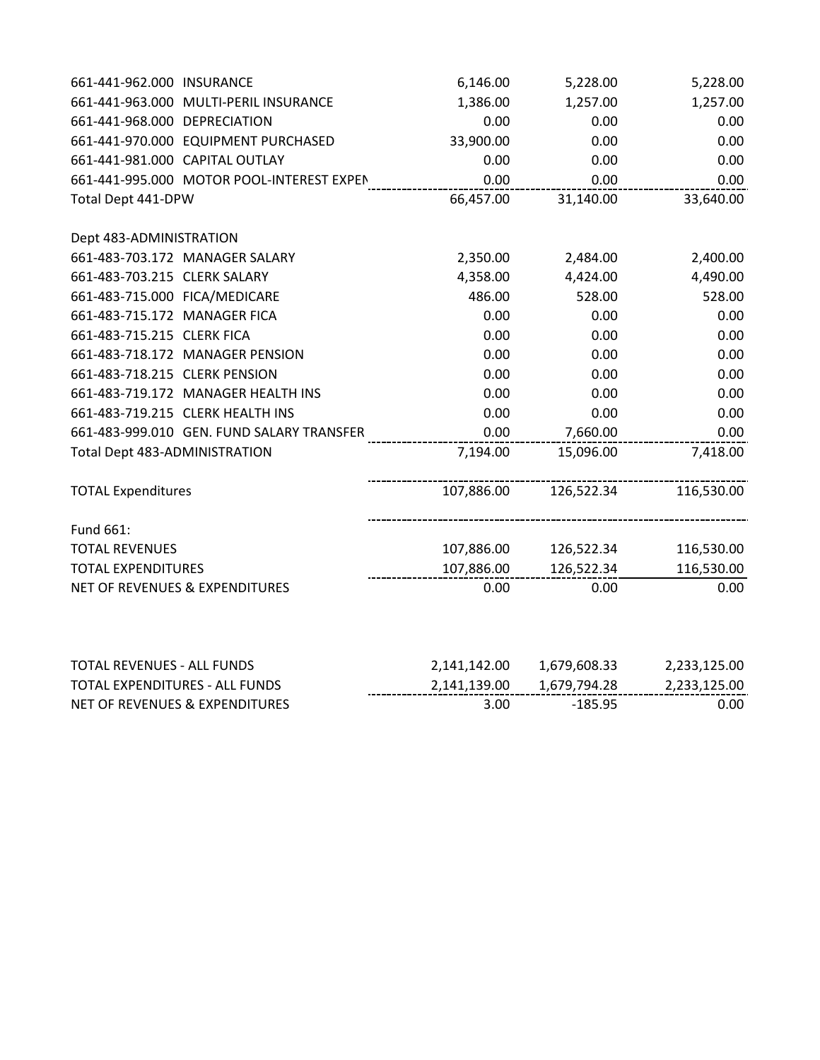| | | | |
|---|---|---|---|
| 661-441-962.000 INSURANCE | 6,146.00 | 5,228.00 | 5,228.00 |
| 661-441-963.000 MULTI-PERIL INSURANCE | 1,386.00 | 1,257.00 | 1,257.00 |
| 661-441-968.000 DEPRECIATION | 0.00 | 0.00 | 0.00 |
| 661-441-970.000 EQUIPMENT PURCHASED | 33,900.00 | 0.00 | 0.00 |
| 661-441-981.000 CAPITAL OUTLAY | 0.00 | 0.00 | 0.00 |
| 661-441-995.000 MOTOR POOL-INTEREST EXPEN | 0.00 | 0.00 | 0.00 |
| Total Dept 441-DPW | 66,457.00 | 31,140.00 | 33,640.00 |
| | | | |
| Dept 483-ADMINISTRATION | | | |
| 661-483-703.172 MANAGER SALARY | 2,350.00 | 2,484.00 | 2,400.00 |
| 661-483-703.215 CLERK SALARY | 4,358.00 | 4,424.00 | 4,490.00 |
| 661-483-715.000 FICA/MEDICARE | 486.00 | 528.00 | 528.00 |
| 661-483-715.172 MANAGER FICA | 0.00 | 0.00 | 0.00 |
| 661-483-715.215 CLERK FICA | 0.00 | 0.00 | 0.00 |
| 661-483-718.172 MANAGER PENSION | 0.00 | 0.00 | 0.00 |
| 661-483-718.215 CLERK PENSION | 0.00 | 0.00 | 0.00 |
| 661-483-719.172 MANAGER HEALTH INS | 0.00 | 0.00 | 0.00 |
| 661-483-719.215 CLERK HEALTH INS | 0.00 | 0.00 | 0.00 |
| 661-483-999.010 GEN. FUND SALARY TRANSFER | 0.00 | 7,660.00 | 0.00 |
| Total Dept 483-ADMINISTRATION | 7,194.00 | 15,096.00 | 7,418.00 |
| | | | |
| TOTAL Expenditures | 107,886.00 | 126,522.34 | 116,530.00 |
| | | | |
| Fund 661: | | | |
| TOTAL REVENUES | 107,886.00 | 126,522.34 | 116,530.00 |
| TOTAL EXPENDITURES | 107,886.00 | 126,522.34 | 116,530.00 |
| NET OF REVENUES & EXPENDITURES | 0.00 | 0.00 | 0.00 |
| | | | |
| TOTAL REVENUES - ALL FUNDS | 2,141,142.00 | 1,679,608.33 | 2,233,125.00 |
| TOTAL EXPENDITURES - ALL FUNDS | 2,141,139.00 | 1,679,794.28 | 2,233,125.00 |
| NET OF REVENUES & EXPENDITURES | 3.00 | -185.95 | 0.00 |